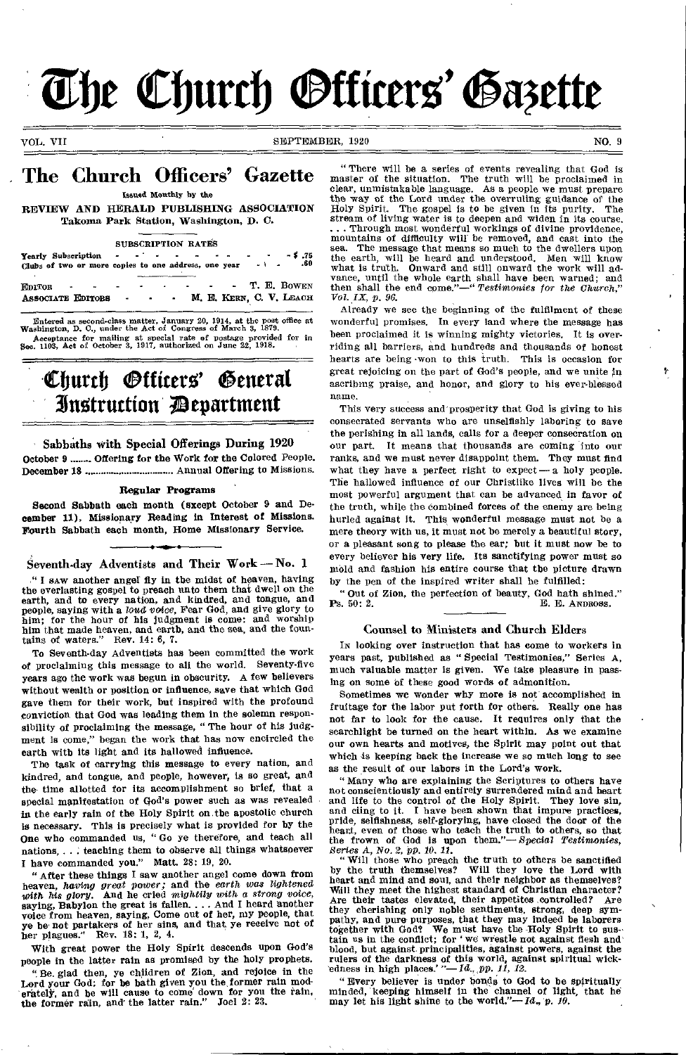# The Church Officers' Gazette

VOL. VII — SEPTEMBER, 1920 — NO. 9

## The Church Officers' Gazette

Issued Monthly by the

REVIEW AND HERALD PUBLISHING ASSOCIATION
Takoma Park Station, Washington, D. C.

SUBSCRIPTION RATES

Yearly Subscription - - - - - - - - - - $.75
Clubs of two or more copies to one address, one year - - .60

EDITOR - - - - - - - - - T. E. BOWEN
ASSOCIATE EDITORS - - - - M. E. KERN, C. V. LEACH

Entered as second-class matter, January 20, 1914, at the post office at Washington, D. C., under the Act of Congress of March 3, 1879.
Acceptance for mailing at special rate of postage provided for in Sec. 1103, Act of October 3, 1917, authorized on June 22, 1918.

# Church Officers' General Instruction Department

### Sabbaths with Special Offerings During 1920

October 9 ....... Offering for the Work for the Colored People.
December 18 ................................ Annual Offering to Missions.

### Regular Programs

**Second Sabbath each month (except October 9 and December 11), Missionary Reading in Interest of Missions. Fourth Sabbath each month, Home Missionary Service.**

## Seventh-day Adventists and Their Work — No. 1

"I SAW another angel fly in the midst of heaven, having the everlasting gospel to preach unto them that dwell on the earth, and to every nation, and kindred, and tongue, and people, saying with a *loud voice*, Fear God, and give glory to him; for the hour of his judgment is come: and worship him that made heaven, and earth, and the sea, and the fountains of waters." Rev. 14: 6, 7.

To Seventh-day Adventists has been committed the work of proclaiming this message to all the world. Seventy-five years ago the work was begun in obscurity. A few believers without wealth or position or influence, save that which God gave them for their work, but inspired with the profound conviction that God was leading them in the solemn responsibility of proclaiming the message, "The hour of his judgment is come," began the work that has now encircled the earth with its light and its hallowed influence.

The task of carrying this message to every nation, and kindred, and tongue, and people, however, is so great, and the time allotted for its accomplishment so brief, that a special manifestation of God's power such as was revealed in the early rain of the Holy Spirit on the apostolic church is necessary. This is precisely what is provided for by the One who commanded us, "Go ye therefore, and teach all nations, . . . teaching them to observe all things whatsoever I have commanded you." Matt. 28: 19, 20.

"After these things I saw another angel come down from heaven, *having great power;* and the *earth was lightened with his glory.* And he cried *mightily with a strong voice,* saying, Babylon the great is fallen. . . . And I heard another voice from heaven, saying, Come out of her, my people, that ye be not partakers of her sins, and that ye receive not of her plagues." Rev. 18: 1, 2, 4.

With great power the Holy Spirit descends upon God's people in the latter rain as promised by the holy prophets.

"Be glad then, ye children of Zion, and rejoice in the Lord your God: for he hath given you the former rain moderately, and he will cause to come down for you the rain, the former rain, and the latter rain." Joel 2: 23.

"There will be a series of events revealing that God is master of the situation. The truth will be proclaimed in clear, unmistakable language. As a people we must prepare the way of the Lord under the overruling guidance of the Holy Spirit. The gospel is to be given in its purity. The stream of living water is to deepen and widen in its course. . . . Through most wonderful workings of divine providence, mountains of difficulty will be removed, and cast into the sea. The message that means so much to the dwellers upon the earth, will be heard and understood. Men will know what is truth. Onward and still onward the work will advance, until the whole earth shall have been warned; and then shall the end come."—"*Testimonies for the Church," Vol. IX, p. 96.*

Already we see the beginning of the fulfilment of these wonderful promises. In every land where the message has been proclaimed it is winning mighty victories. It is overriding all barriers, and hundreds and thousands of honest hearts are being won to this truth. This is occasion for great rejoicing on the part of God's people, and we unite in ascribing praise, and honor, and glory to his ever-blessed name.

This very success and prosperity that God is giving to his consecrated servants who are unselfishly laboring to save the perishing in all lands, calls for a deeper consecration on our part. It means that thousands are coming into our ranks, and we must never disappoint them. They must find what they have a perfect right to expect — a holy people. The hallowed influence of our Christlike lives will be the most powerful argument that can be advanced in favor of the truth, while the combined forces of the enemy are being hurled against it. This wonderful message must not be a mere theory with us, it must not be merely a beautiful story, or a pleasant song to please the ear; but it must now be to every believer his very life. Its sanctifying power must so mold and fashion his entire course that the picture drawn by the pen of the inspired writer shall be fulfilled:

"Out of Zion, the perfection of beauty, God hath shined." Ps. 50: 2.

E. E. ANDROSS.

## Counsel to Ministers and Church Elders

IN looking over instruction that has come to workers in years past, published as "Special Testimonies," Series A, much valuable matter is given. We take pleasure in passing on some of these good words of admonition.

Sometimes we wonder why more is not accomplished in fruitage for the labor put forth for others. Really one has not far to look for the cause. It requires only that the searchlight be turned on the heart within. As we examine our own hearts and motives, the Spirit may point out that which is keeping back the increase we so much long to see as the result of our labors in the Lord's work.

"Many who are explaining the Scriptures to others have not conscientiously and entirely surrendered mind and heart and life to the control of the Holy Spirit. They love sin, and cling to it. I have been shown that impure practices, pride, selfishness, self-glorying, have closed the door of the heart, even of those who teach the truth to others, so that the frown of God is upon them."—*Special Testimonies, Series A, No. 2, pp. 10, 11.*

"Will those who preach the truth to others be sanctified by the truth themselves? Will they love the Lord with heart and mind and soul, and their neighbor as themselves? Will they meet the highest standard of Christian character? Are their tastes elevated, their appetites controlled? Are they cherishing only noble sentiments, strong, deep sympathy, and pure purposes, that they may indeed be laborers together with God? We must have the Holy Spirit to sustain us in the conflict; for 'we wrestle not against flesh and blood, but against principalities, against powers, against the rulers of the darkness of this world, against spiritual wickedness in high places.'"—*Id., pp. 11, 12.*

"Every believer is under bonds to God to be spiritually minded, keeping himself in the channel of light, that he may let his light shine to the world."—*Id., p. 10.*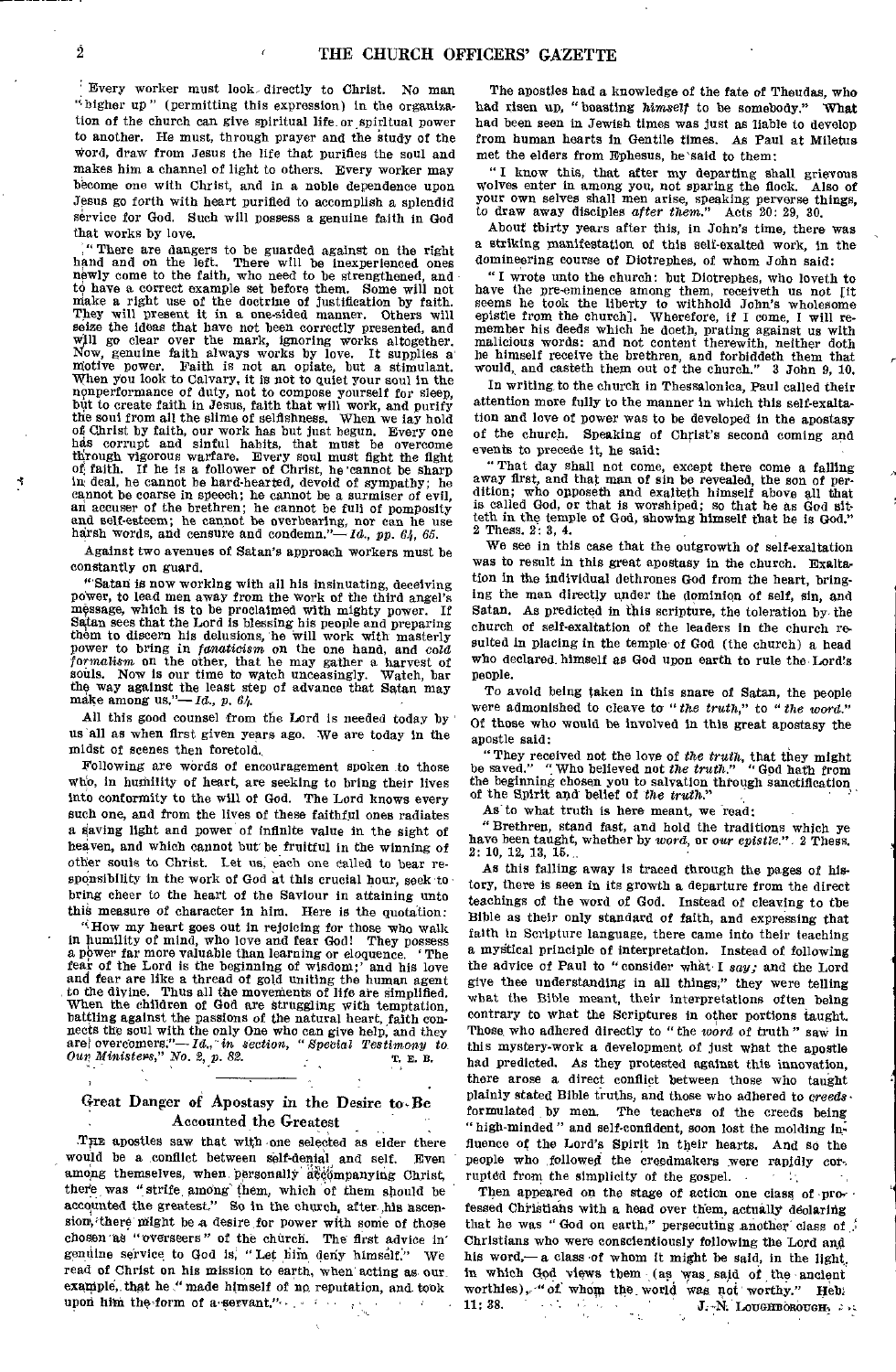Every worker must look directly to Christ. No man "higher up" (permitting this expression) in the organization of the church can give spiritual life or spiritual power to another. He must, through prayer and the study of the word, draw from Jesus the life that purifies the soul and makes him a channel of light to others. Every worker may become one with Christ, and in a noble dependence upon Jesus go forth with heart purified to accomplish a splendid service for God. Such will possess a genuine faith in God that works by love.

"There are dangers to be guarded against on the right hand and on the left. There will be inexperienced ones newly come to the faith, who need to be strengthened, and to have a correct example set before them. Some will not make a right use of the doctrine of justification by faith. They will present it in a one-sided manner. Others will seize the ideas that have not been correctly presented, and will go clear over the mark, ignoring works altogether. Now, genuine faith always works by love. It supplies a motive power. Faith is not an opiate, but a stimulant. When you look to Calvary, it is not to quiet your soul in the nonperformance of duty, not to compose yourself for sleep, but to create faith in Jesus, faith that will work, and purify the soul from all the slime of selfishness. When we lay hold of Christ by faith, our work has but just begun. Every one has corrupt and sinful habits, that must be overcome through vigorous warfare. Every soul must fight the fight of faith. If he is a follower of Christ, he cannot be sharp in deal, he cannot be hard-hearted, devoid of sympathy; he cannot be coarse in speech; he cannot be a surmiser of evil, an accuser of the brethren; he cannot be full of pomposity and self-esteem; he cannot be overbearing, nor can he use harsh words, and censure and condemn."— *Id., pp. 64, 65.*

Against two avenues of Satan's approach workers must be constantly on guard.

"Satan is now working with all his insinuating, deceiving power, to lead men away from the work of the third angel's message, which is to be proclaimed with mighty power. If Satan sees that the Lord is blessing his people and preparing them to discern his delusions, he will work with masterly power to bring in *fanaticism* on the one hand, and *cold formalism* on the other, that he may gather a harvest of souls. Now is our time to watch unceasingly. Watch, bar the way against the least step of advance that Satan may make among us."— *Id., p. 64.*

All this good counsel from the Lord is needed today by us all as when first given years ago. We are today in the midst of scenes then foretold.

Following are words of encouragement spoken to those who, in humility of heart, are seeking to bring their lives into conformity to the will of God. The Lord knows every such one, and from the lives of these faithful ones radiates a saving light and power of infinite value in the sight of heaven, and which cannot but be fruitful in the winning of other souls to Christ. Let us, each one called to bear responsibility in the work of God at this crucial hour, seek to bring cheer to the heart of the Saviour in attaining unto this measure of character in him. Here is the quotation:

"How my heart goes out in rejoicing for those who walk in humility of mind, who love and fear God! They possess a power far more valuable than learning or eloquence. 'The fear of the Lord is the beginning of wisdom;' and his love and fear are like a thread of gold uniting the human agent to the divine. Thus all the movements of life are simplified. When the children of God are struggling with temptation, battling against the passions of the natural heart, faith connects the soul with the only One who can give help, and they are overcomers."— *Id., in section, "Special Testimony to Our Ministers," No. 2, p. 82.*

T. E. B.

## Great Danger of Apostasy in the Desire to Be Accounted the Greatest

The apostles saw that with one selected as elder there would be a conflict between self-denial and self. Even among themselves, when personally accompanying Christ, there was "strife among them, which of them should be accounted the greatest." So in the church, after his ascension, there might be a desire for power with some of those chosen as "overseers" of the church. The first advice in genuine service to God is, "Let him deny himself." We read of Christ on his mission to earth, when acting as our example, that he "made himself of no reputation, and took upon him the form of a servant."

The apostles had a knowledge of the fate of Theudas, who had risen up, "boasting *himself* to be somebody." What had been seen in Jewish times was just as liable to develop from human hearts in Gentile times. As Paul at Miletus met the elders from Ephesus, he said to them:

"I know this, that after my departing shall grievous wolves enter in among you, not sparing the flock. Also of your own selves shall men arise, speaking perverse things, to draw away disciples *after them.*" Acts 20: 29, 30.

About thirty years after this, in John's time, there was a striking manifestation of this self-exalted work, in the domineering course of Diotrephes, of whom John said:

"I wrote unto the church: but Diotrephes, who loveth to have the pre-eminence among them, receiveth us not [it seems he took the liberty to withhold John's wholesome epistle from the church]. Wherefore, if I come, I will remember his deeds which he doeth, prating against us with malicious words: and not content therewith, neither doth he himself receive the brethren, and forbiddeth them that would, and casteth them out of the church." 3 John 9, 10.

In writing to the church in Thessalonica, Paul called their attention more fully to the manner in which this self-exaltation and love of power was to be developed in the apostasy of the church. Speaking of Christ's second coming and events to precede it, he said:

"That day shall not come, except there come a falling away first, and that man of sin be revealed, the son of perdition; who opposeth and exalteth himself above all that is called God, or that is worshiped; so that he as God sitteth in the temple of God, showing himself that he is God." 2 Thess. 2: 3, 4.

We see in this case that the outgrowth of self-exaltation was to result in this great apostasy in the church. Exaltation in the individual dethrones God from the heart, bringing the man directly under the dominion of self, sin, and Satan. As predicted in this scripture, the toleration by the church of self-exaltation of the leaders in the church resulted in placing in the temple of God (the church) a head who declared himself as God upon earth to rule the Lord's people.

To avoid being taken in this snare of Satan, the people were admonished to cleave to "*the truth,*" to "*the word.*" Of those who would be involved in this great apostasy the apostle said:

"They received not the love of *the truth,* that they might be saved." "Who believed not *the truth.*" "God hath from the beginning chosen you to salvation through sanctification of the Spirit and belief of *the truth.*"

As to what truth is here meant, we read:

"Brethren, stand fast, and hold the traditions which ye have been taught, whether by *word,* or *our epistle.*" 2 Thess. 2: 10, 12, 13, 15.

As this falling away is traced through the pages of history, there is seen in its growth a departure from the direct teachings of the word of God. Instead of cleaving to the Bible as their only standard of faith, and expressing that faith in Scripture language, there came into their teaching a mystical principle of interpretation. Instead of following the advice of Paul to "consider what *I say;* and the Lord give thee understanding in all things," they were telling what the Bible meant, their interpretations often being contrary to what the Scriptures in other portions taught. Those who adhered directly to "the *word* of truth" saw in this mystery-work a development of just what the apostle had predicted. As they protested against this innovation, there arose a direct conflict between those who taught plainly stated Bible truths, and those who adhered to *creeds* formulated by men. The teachers of the creeds being "high-minded" and self-confident, soon lost the molding influence of the Lord's Spirit in their hearts. And so the people who followed the creedmakers were rapidly corrupted from the simplicity of the gospel.

Then appeared on the stage of action one class of professed Christians with a head over them, actually declaring that he was "God on earth," persecuting another class of Christians who were conscientiously following the Lord and his word,— a class of whom it might be said, in the light in which God views them (as was said of the ancient worthies), "of whom the world was not worthy." Heb. 11: 38.

J. N. Loughborough.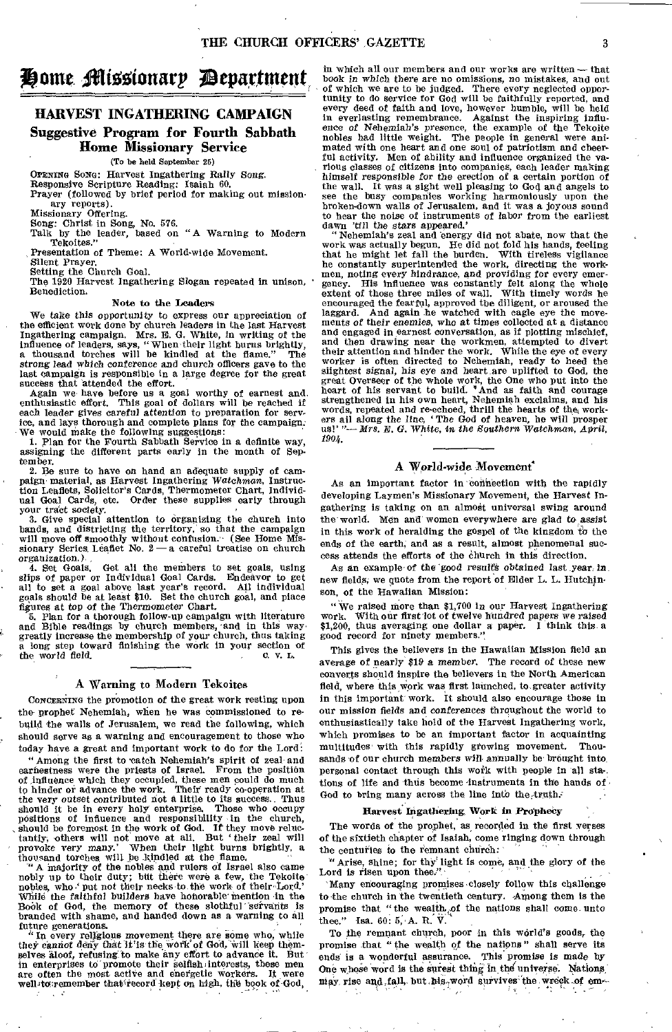# Home Missionary Department

## HARVEST INGATHERING CAMPAIGN

### Suggestive Program for Fourth Sabbath Home Missionary Service

(To be held September 25)

OPENING SONG: Harvest Ingathering Rally Song.
Responsive Scripture Reading: Isaiah 60.
Prayer (followed by brief period for making out missionary reports).
Missionary Offering.
Song: Christ in Song, No. 576.
Talk by the leader, based on "A Warning to Modern Tekoites."
Presentation of Theme: A World-wide Movement.
Silent Prayer.
Setting the Church Goal.
The 1920 Harvest Ingathering Slogan repeated in unison.
Benediction.

#### Note to the Leaders

We take this opportunity to express our appreciation of the efficient work done by church leaders in the last Harvest Ingathering campaign. Mrs. E. G. White, in writing of the influence of leaders, says, "When their light burns brightly, a thousand torches will be kindled at the flame." The strong lead which conference and church officers gave to the last campaign is responsible in a large degree for the great success that attended the effort.

Again we have before us a goal worthy of earnest and enthusiastic effort. This goal of dollars will be reached if each leader gives careful attention to preparation for service, and lays thorough and complete plans for the campaign. We would make the following suggestions:

1. Plan for the Fourth Sabbath Service in a definite way, assigning the different parts early in the month of September.

2. Be sure to have on hand an adequate supply of campaign material, as Harvest Ingathering *Watchman*, Instruction Leaflets, Solicitor's Cards, Thermometer Chart, Individual Goal Cards, etc. Order these supplies early through your tract society.

3. Give special attention to organizing the church into bands, and districting the territory, so that the campaign will move off smoothly without confusion. (See Home Missionary Series Leaflet No. 2 — a careful treatise on church organization.)

4. Set Goals. Get all the members to set goals, using slips of paper or Individual Goal Cards. Endeavor to get all to set a goal above last year's record. All individual goals should be at least $10. Set the church goal, and place figures at top of the Thermometer Chart.

5. Plan for a thorough follow-up campaign with literature and Bible readings by church members, and in this way greatly increase the membership of your church, thus taking a long step toward finishing the work in your section of the world field.

C. V. L.

### A Warning to Modern Tekoites

CONCERNING the promotion of the great work resting upon the prophet Nehemiah, when he was commissioned to rebuild the walls of Jerusalem, we read the following, which should serve as a warning and encouragement to those who today have a great and important work to do for the Lord:

"Among the first to catch Nehemiah's spirit of zeal and earnestness were the priests of Israel. From the position of influence which they occupied, these men could do much to hinder or advance the work. Their ready co-operation at the very outset contributed not a little to its success. Thus should it be in every holy enterprise. Those who occupy positions of influence and responsibility in the church, should be foremost in the work of God. If they move reluctantly, others will not move at all. But 'their zeal will provoke very many.' When their light burns brightly, a thousand torches will be kindled at the flame.

"A majority of the nobles and rulers of Israel also came nobly up to their duty; but there were a few, the Tekoite nobles, who 'put not their necks to the work of their Lord.' While the faithful builders have honorable mention in the Book of God, the memory of these slothful servants is branded with shame, and handed down as a warning to all future generations.

"In every religious movement there are some who, while they cannot deny that it is the work of God, will keep themselves aloof, refusing to make any effort to advance it. But in enterprises to promote their selfish interests, these men are often the most active and energetic workers. It were well to remember that record kept on high, the book of God, in which all our members and our works are written — that book in which there are no omissions, no mistakes, and out of which we are to be judged. There every neglected opportunity to do service for God will be faithfully reported, and every deed of faith and love, however humble, will be held in everlasting remembrance. Against the inspiring influence of Nehemiah's presence, the example of the Tekoite nobles had little weight. The people in general were animated with one heart and one soul of patriotism and cheerful activity. Men of ability and influence organized the various classes of citizens into companies, each leader making himself responsible for the erection of a certain portion of the wall. It was a sight well pleasing to God and angels to see the busy companies working harmoniously upon the broken-down walls of Jerusalem, and it was a joyous sound to hear the noise of instruments of labor from the earliest dawn 'till the stars appeared.'

"Nehemiah's zeal and energy did not abate, now that the work was actually begun. He did not fold his hands, feeling that he might let fall the burden. With tireless vigilance he constantly superintended the work, directing the workmen, noting every hindrance, and providing for every emergency. His influence was constantly felt along the whole extent of those three miles of wall. With timely words he encouraged the fearful, approved the diligent, or aroused the laggard. And again he watched with eagle eye the movements of their enemies, who at times collected at a distance and engaged in earnest conversation, as if plotting mischief, and then drawing near the workmen, attempted to divert their attention and hinder the work. While the eye of every worker is often directed to Nehemiah, ready to heed the slightest signal, his eye and heart are uplifted to God, the great Overseer of the whole work, the One who put into the heart of his servant to build. And as faith and courage strengthened in his own heart, Nehemiah exclaims, and his words, repeated and re-echoed, thrill the hearts of the workers all along the line, 'The God of heaven, he will prosper us!' "— *Mrs. E. G. White, in the Southern Watchman, April, 1904.*

### A World-wide Movement

As an important factor in connection with the rapidly developing Laymen's Missionary Movement, the Harvest Ingathering is taking on an almost universal swing around the world. Men and women everywhere are glad to assist in this work of heralding the gospel of the kingdom to the ends of the earth, and as a result, almost phenomenal success attends the efforts of the church in this direction.

As an example of the good results obtained last year in new fields, we quote from the report of Elder L. L. Hutchinson, of the Hawaiian Mission:

"We raised more than $1,700 in our Harvest Ingathering work. With our first lot of twelve hundred papers we raised $1,200, thus averaging one dollar a paper. I think this a good record for ninety members."

This gives the believers in the Hawaiian Mission field an average of nearly $19 a member. The record of these new converts should inspire the believers in the North American field, where this work was first launched, to greater activity in this important work. It should also encourage those in our mission fields and conferences throughout the world to enthusiastically take hold of the Harvest Ingathering work, which promises to be an important factor in acquainting multitudes with this rapidly growing movement. Thousands of our church members will annually be brought into personal contact through this work with people in all stations of life and thus become instruments in the hands of God to bring many across the line into the truth.

#### Harvest Ingathering Work in Prophecy

The words of the prophet, as recorded in the first verses of the sixtieth chapter of Isaiah, come ringing down through the centuries to the remnant church:

"Arise, shine; for thy light is come, and the glory of the Lord is risen upon thee."

Many encouraging promises closely follow this challenge to the church in the twentieth century. Among them is the promise that "the wealth of the nations shall come unto thee." Isa. 60: 5, A. R. V.

To the remnant church, poor in this world's goods, the promise that "the wealth of the nations" shall serve its ends is a wonderful assurance. This promise is made by One whose word is the surest thing in the universe. Nations may rise and fall, but his word survives the wreck of em-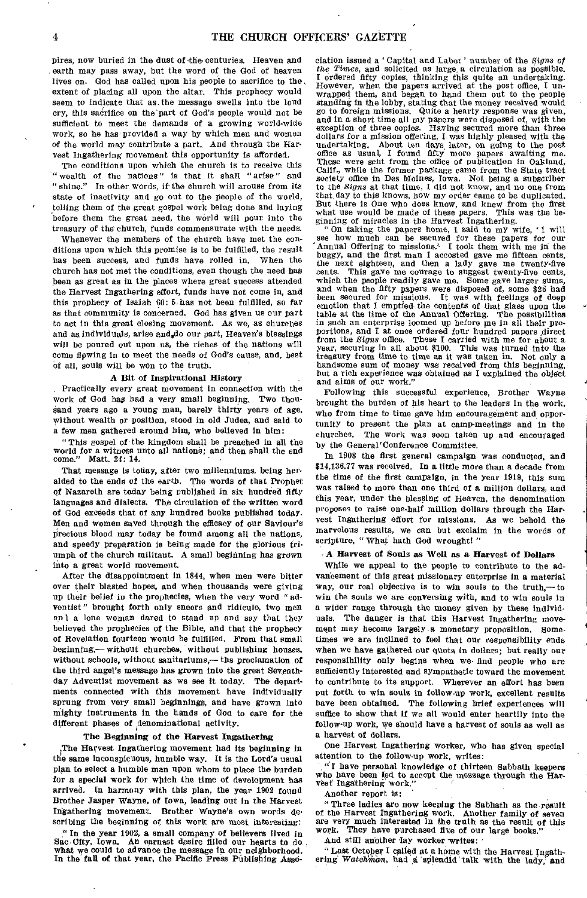pires, now buried in the dust of the centuries. Heaven and earth may pass away, but the word of the God of heaven lives on. God has called upon his people to sacrifice to the extent of placing all upon the altar. This prophecy would seem to indicate that as the message swells into the loud cry, this sacrifice on the part of God's people would not be sufficient to meet the demands of a growing world-wide work, so he has provided a way by which men and women of the world may contribute a part. And through the Harvest Ingathering movement this opportunity is afforded.

The conditions upon which the church is to receive this "wealth of the nations" is that it shall "arise" and "shine." In other words, if the church will arouse from its state of inactivity and go out to the people of the world, telling them of the great gospel work being done and laying before them the great need, the world will pour into the treasury of the church, funds commensurate with the needs.

Whenever the members of the church have met the conditions upon which this promise is to be fulfilled, the result has been success, and funds have rolled in. When the church has not met the conditions, even though the need has been as great as in the places where great success attended the Harvest Ingathering effort, funds have not come in, and this prophecy of Isaiah 60: 5 has not been fulfilled, so far as that community is concerned. God has given us our part to act in this great closing movement. As we, as churches and as individuals, arise and do our part, Heaven's blessings will be poured out upon us, the riches of the nations will come flowing in to meet the needs of God's cause, and, best of all, souls will be won to the truth.

### A Bit of Inspirational History

Practically every great movement in connection with the work of God has had a very small beginning. Two thousand years ago a young man, barely thirty years of age, without wealth or position, stood in old Judea, and said to a few men gathered around him, who believed in him:

"This gospel of the kingdom shall be preached in all the world for a witness unto all nations; and then shall the end come." Matt. 24: 14.

That message is today, after two millenniums, being heralded to the ends of the earth. The words of that Prophet of Nazareth are today being published in six hundred fifty languages and dialects. The circulation of the written word of God exceeds that of any hundred books published today. Men and women saved through the efficacy of our Saviour's precious blood may today be found among all the nations, and speedy preparation is being made for the glorious triumph of the church militant. A small beginning has grown into a great world movement.

After the disappointment in 1844, when men were bitter over their blasted hopes, and when thousands were giving up their belief in the prophecies, when the very word "adventist" brought forth only sneers and ridicule, two men and a lone woman dared to stand up and say that they believed the prophecies of the Bible, and that the prophecy of Revelation fourteen would be fulfilled. From that small beginning,— without churches, without publishing houses, without schools, without sanitariums,— the proclamation of the third angel's message has grown into the great Seventh-day Adventist movement as we see it today. The departments connected with this movement have individually sprung from very small beginnings, and have grown into mighty instruments in the hands of God to care for the different phases of denominational activity.

### The Beginning of the Harvest Ingathering

The Harvest Ingathering movement had its beginning in the same inconspicuous, humble way. It is the Lord's usual plan to select a humble man upon whom to place the burden for a special work for which the time of development has arrived. In harmony with this plan, the year 1902 found Brother Jasper Wayne, of Iowa, leading out in the Harvest Ingathering movement. Brother Wayne's own words describing the beginning of this work are most interesting:

"In the year 1902, a small company of believers lived in Sac City, Iowa. An earnest desire filled our hearts to do what we could to advance the message in our neighborhood. In the fall of that year, the Pacific Press Publishing Association issued a 'Capital and Labor' number of the *Signs of the Times*, and solicited as large a circulation as possible. I ordered fifty copies, thinking this quite an undertaking. However, when the papers arrived at the post office, I unwrapped them, and began to hand them out to the people standing in the lobby, stating that the money received would go to foreign missions. Quite a hearty response was given, and in a short time all my papers were disposed of, with the exception of three copies. Having secured more than three dollars for a mission offering, I was highly pleased with the undertaking. About ten days later, on going to the post office as usual, I found fifty more papers awaiting me. These were sent from the office of publication in Oakland, Calif., while the former package came from the State tract society office in Des Moines, Iowa. Not being a subscriber to the *Signs* at that time, I did not know, and no one from that day to this knows, how my order came to be duplicated. But there is One who does know, and knew from the first what use would be made of these papers. This was the beginning of miracles in the Harvest Ingathering.

"On taking the papers home, I said to my wife, 'I will see how much can be secured for these papers for our Annual Offering to missions.' I took them with me in the buggy, and the first man I accosted gave me fifteen cents, the next eighteen, and then a lady gave me twenty-five cents. This gave me courage to suggest twenty-five cents, which the people readily gave me. Some gave larger sums, and when the fifty papers were disposed of, some $26 had been secured for missions. It was with feelings of deep emotion that I emptied the contents of that glass upon the table at the time of the Annual Offering. The possibilities in such an enterprise loomed up before me in all their proportions, and I at once ordered four hundred papers direct from the *Signs* office. These I carried with me for about a year, securing in all about $100. This was turned into the treasury from time to time as it was taken in. Not only a handsome sum of money was received from this beginning, but a rich experience was obtained as I explained the object and aims of our work."

Following this successful experience, Brother Wayne brought the burden of his heart to the leaders in the work, who from time to time gave him encouragement and opportunity to present the plan at camp-meetings and in the churches. The work was soon taken up and encouraged by the General Conference Committee.

In 1908 the first general campaign was conducted, and $14,136.77 was received. In a little more than a decade from the time of the first campaign, in the year 1919, this sum was raised to more than one third of a million dollars, and this year, under the blessing of Heaven, the denomination proposes to raise one-half million dollars through the Harvest Ingathering effort for missions. As we behold the marvelous results, we can but exclaim in the words of scripture, "What hath God wrought!"

### A Harvest of Souls as Well as a Harvest of Dollars

While we appeal to the people to contribute to the advancement of this great missionary enterprise in a material way, our real objective is to win souls to the truth,— to win the souls we are conversing with, and to win souls in a wider range through the money given by these individuals. The danger is that this Harvest Ingathering movement may become largely a monetary proposition. Sometimes we are inclined to feel that our responsibility ends when we have gathered our quota in dollars; but really our responsibility only begins when we find people who are sufficiently interested and sympathetic toward the movement to contribute to its support. Wherever an effort has been put forth to win souls in follow-up work, excellent results have been obtained. The following brief experiences will suffice to show that if we all would enter heartily into the follow-up work, we should have a harvest of souls as well as a harvest of dollars.

One Harvest Ingathering worker, who has given special attention to the follow-up work, writes:

"I have personal knowledge of thirteen Sabbath keepers who have been led to accept the message through the Harvest Ingathering work."

Another report is:

"Three ladies are now keeping the Sabbath as the result of the Harvest Ingathering work. Another family of seven are very much interested in the truth as the result of this work. They have purchased five of our large books."

And still another lay worker writes:

"Last October I called at a home with the Harvest Ingathering *Watchman*, had a splendid talk with the lady, and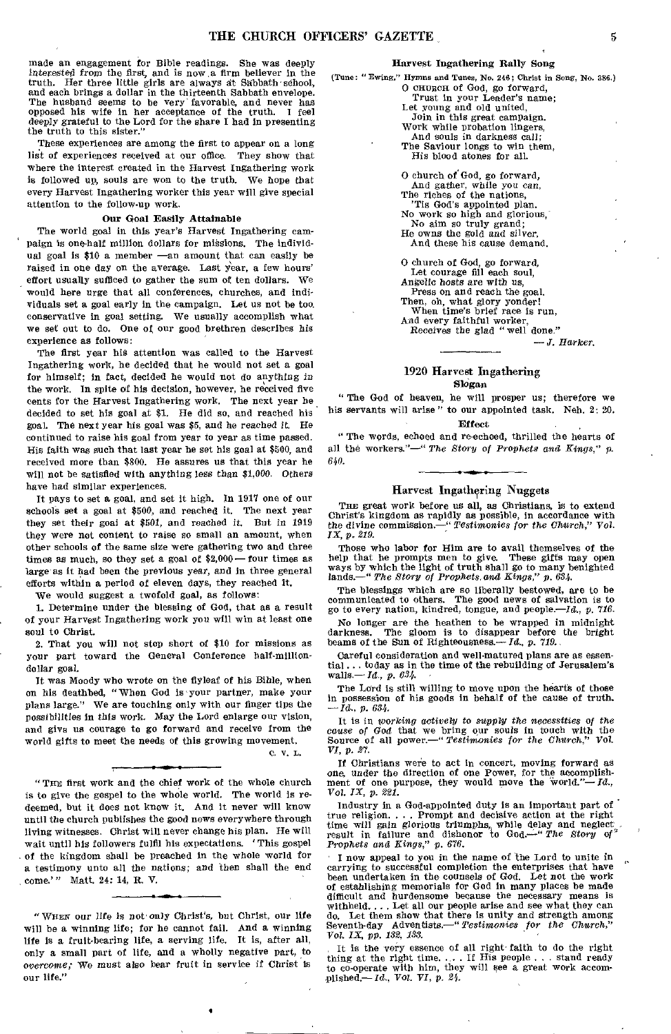made an engagement for Bible readings. She was deeply interested from the first, and is now a firm believer in the truth. Her three little girls are always at Sabbath school, and each brings a dollar in the thirteenth Sabbath envelope. The husband seems to be very favorable, and never has opposed his wife in her acceptance of the truth. I feel deeply grateful to the Lord for the share I had in presenting the truth to this sister."

These experiences are among the first to appear on a long list of experiences received at our office. They show that where the interest created in the Harvest Ingathering work is followed up, souls are won to the truth. We hope that every Harvest Ingathering worker this year will give special attention to the follow-up work.

#### Our Goal Easily Attainable

The world goal in this year's Harvest Ingathering campaign is one-half million dollars for missions. The individual goal is $10 a member — an amount that can easily be raised in one day on the average. Last year, a few hours' effort usually sufficed to gather the sum of ten dollars. We would here urge that all conferences, churches, and individuals set a goal early in the campaign. Let us not be too conservative in goal setting. We usually accomplish what we set out to do. One of our good brethren describes his experience as follows:

The first year his attention was called to the Harvest Ingathering work, he decided that he would not set a goal for himself; in fact, decided he would not do anything in the work. In spite of his decision, however, he received five cents for the Harvest Ingathering work. The next year he decided to set his goal at $1. He did so, and reached his goal. The next year his goal was $5, and he reached it. He continued to raise his goal from year to year as time passed. His faith was such that last year he set his goal at $500, and received more than $800. He assures us that this year he will not be satisfied with anything less than $1,000. Others have had similar experiences.

It pays to set a goal, and set it high. In 1917 one of our schools set a goal at $500, and reached it. The next year they set their goal at $501, and reached it. But in 1919 they were not content to raise so small an amount, when other schools of the same size were gathering two and three times as much, so they set a goal of $2,000 — four times as large as it had been the previous year, and in three general efforts within a period of eleven days, they reached it.

We would suggest a twofold goal, as follows:

1. Determine under the blessing of God, that as a result of your Harvest Ingathering work you will win at least one soul to Christ.

2. That you will not stop short of $10 for missions as your part toward the General Conference half-million-dollar goal.

It was Moody who wrote on the flyleaf of his Bible, when on his deathbed, "When God is your partner, make your plans large." We are touching only with our finger tips the possibilities in this work. May the Lord enlarge our vision, and give us courage to go forward and receive from the world gifts to meet the needs of this growing movement.

C. V. L.

---

"The first work and the chief work of the whole church is to give the gospel to the whole world. The world is redeemed, but it does not know it. And it never will know until the church publishes the good news everywhere through living witnesses. Christ will never change his plan. He will wait until his followers fulfil his expectations. 'This gospel of the kingdom shall be preached in the whole world for a testimony unto all the nations; and then shall the end come.'" Matt. 24: 14, R. V.

---

"When our life is not only Christ's, but Christ, our life will be a winning life; for he cannot fail. And a winning life is a fruit-bearing life, a serving life. It is, after all, only a small part of life, and a wholly negative part, to *overcome;* We must also bear fruit in service if Christ is our life."

#### Harvest Ingathering Rally Song

(Tune: "Ewing," Hymns and Tunes, No. 246; Christ in Song, No. 386.)

O church of God, go forward,
Trust in your Leader's name;
Let young and old united,
Join in this great campaign.
Work while probation lingers,
And souls in darkness call;
The Saviour longs to win them,
His blood atones for all.

O church of God, go forward,
And gather, while you can,
The riches of the nations,
'Tis God's appointed plan.
No work so high and glorious,
No aim so truly grand;
He owns the gold and silver,
And these his cause demand.

O church of God, go forward,
Let courage fill each soul,
Angelic hosts are with us,
Press on and reach the goal.
Then, oh, what glory yonder!
When time's brief race is run,
And every faithful worker,
Receives the glad "well done."

— *J. Harker.*

---

### 1920 Harvest Ingathering

#### Slogan

"The God of heaven, he will prosper us; therefore we his servants will arise" to our appointed task. Neh. 2: 20.

#### Effect

"The words, echoed and re-echoed, thrilled the hearts of all the workers."—"*The Story of Prophets and Kings,*" *p. 640.*

---

### Harvest Ingathering Nuggets

The great work before us all, as Christians, is to extend Christ's kingdom as rapidly as possible, in accordance with the divine commission.—"*Testimonies for the Church,*" *Vol. IX, p. 219.*

Those who labor for Him are to avail themselves of the help that he prompts men to give. These gifts may open ways by which the light of truth shall go to many benighted lands.—"*The Story of Prophets and Kings,*" *p. 634.*

The blessings which are so liberally bestowed, are to be communicated to others. The good news of salvation is to go to every nation, kindred, tongue, and people.—*Id., p. 716.*

No longer are the heathen to be wrapped in midnight darkness. The gloom is to disappear before the bright beams of the Sun of Righteousness.—*Id., p. 719.*

Careful consideration and well-matured plans are as essential . . . today as in the time of the rebuilding of Jerusalem's walls.—*Id., p. 634.*

The Lord is still willing to move upon the hearts of those in possession of his goods in behalf of the cause of truth. —*Id., p. 634.*

It is in *working actively to supply the necessities of the cause of God* that we bring our souls in touch with the Source of all power.—"*Testimonies for the Church,*" *Vol. VI, p. 27.*

If Christians were to act in concert, moving forward as one, under the direction of one Power, for the accomplishment of one purpose, they would move the world."—*Id., Vol. IX, p. 221.*

Industry in a God-appointed duty is an important part of true religion. . . . Prompt and decisive action at the right time will gain glorious triumphs, while delay and neglect result in failure and dishonor to God.—"*The Story of Prophets and Kings,*" *p. 676.*

I now appeal to you in the name of the Lord to unite in carrying to successful completion the enterprises that have been undertaken in the counsels of God. Let not the work of establishing memorials for God in many places be made difficult and burdensome because the necessary means is withheld. . . . Let all our people arise and see what they can do. Let them show that there is unity and strength among Seventh-day Adventists.—"*Testimonies for the Church,*" *Vol. IX, pp. 132, 133.*

It is the very essence of all right faith to do the right thing at the right time. . . . If His people . . . stand ready to co-operate with him, they will see a great work accomplished.—*Id., Vol. VI, p. 24.*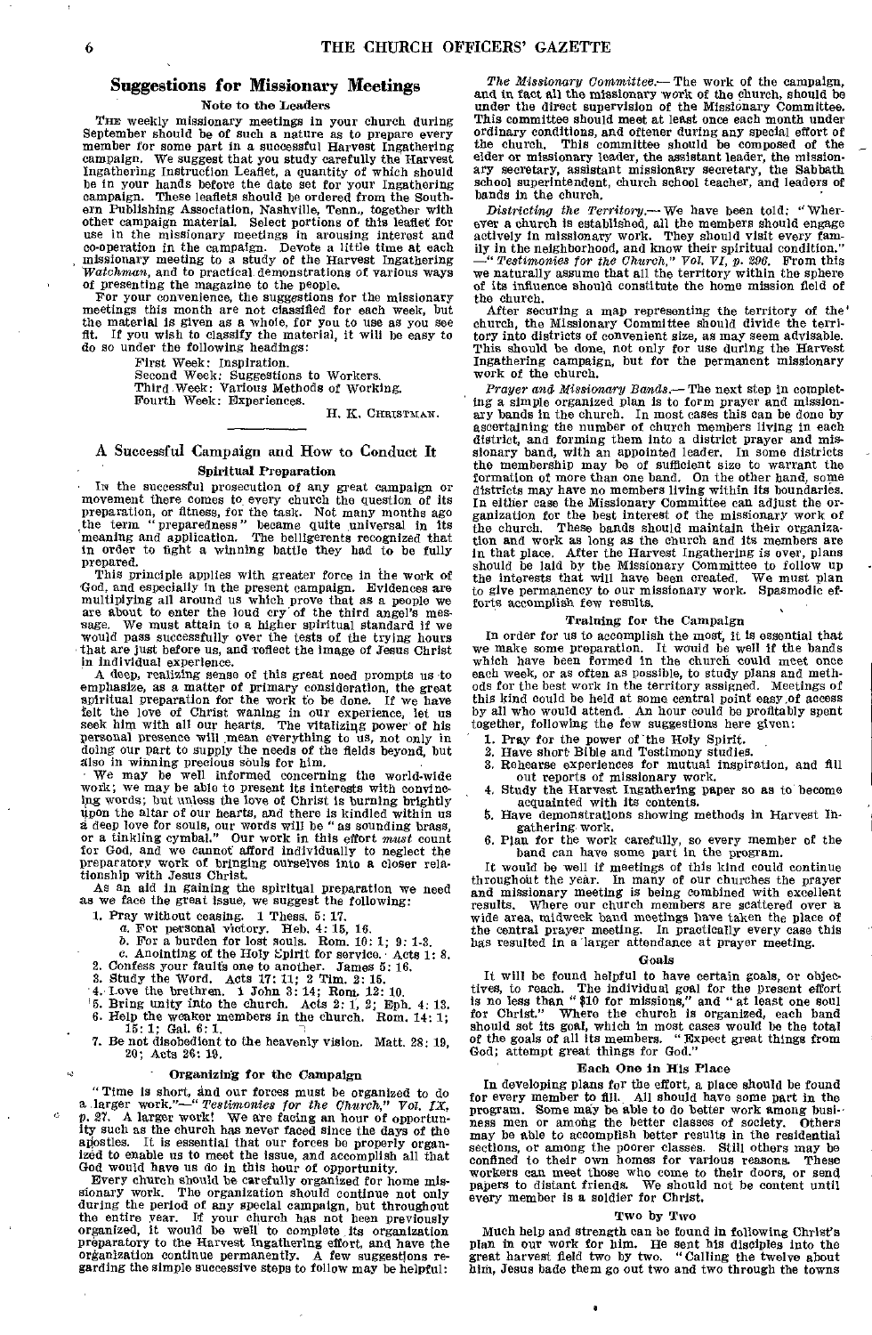## Suggestions for Missionary Meetings

### Note to the Leaders

The weekly missionary meetings in your church during September should be of such a nature as to prepare every member for some part in a successful Harvest Ingathering campaign. We suggest that you study carefully the Harvest Ingathering Instruction Leaflet, a quantity of which should be in your hands before the date set for your Ingathering campaign. These leaflets should be ordered from the Southern Publishing Association, Nashville, Tenn., together with other campaign material. Select portions of this leaflet for use in the missionary meetings in arousing interest and co-operation in the campaign. Devote a little time at each missionary meeting to a study of the Harvest Ingathering *Watchman*, and to practical demonstrations of various ways of presenting the magazine to the people.

For your convenience, the suggestions for the missionary meetings this month are not classified for each week, but the material is given as a whole, for you to use as you see fit. If you wish to classify the material, it will be easy to do so under the following headings:

First Week: Inspiration.
Second Week: Suggestions to Workers.
Third Week: Various Methods of Working.
Fourth Week: Experiences.

H. K. Christman.

## A Successful Campaign and How to Conduct It

### Spiritual Preparation

In the successful prosecution of any great campaign or movement there comes to every church the question of its preparation, or fitness, for the task. Not many months ago the term "preparedness" became quite universal in its meaning and application. The belligerents recognized that in order to fight a winning battle they had to be fully prepared.

This principle applies with greater force in the work of God, and especially in the present campaign. Evidences are multiplying all around us which prove that as a people we are about to enter the loud cry of the third angel's message. We must attain to a higher spiritual standard if we would pass successfully over the tests of the trying hours that are just before us, and reflect the image of Jesus Christ in individual experience.

A deep, realizing sense of this great need prompts us to emphasize, as a matter of primary consideration, the great spiritual preparation for the work to be done. If we have felt the love of Christ waning in our experience, let us seek him with all our hearts. The vitalizing power of his personal presence will mean everything to us, not only in doing our part to supply the needs of the fields beyond, but also in winning precious souls for him.

We may be well informed concerning the world-wide work; we may be able to present its interests with convincing words; but unless the love of Christ is burning brightly upon the altar of our hearts, and there is kindled within us a deep love for souls, our words will be "as sounding brass, or a tinkling cymbal." Our work in this effort *must* count for God, and we cannot afford individually to neglect the preparatory work of bringing ourselves into a closer relationship with Jesus Christ.

As an aid in gaining the spiritual preparation we need as we face the great issue, we suggest the following:

1. Pray without ceasing. 1 Thess. 5: 17.
   a. For personal victory. Heb. 4: 15, 16.
   b. For a burden for lost souls. Rom. 10: 1; 9: 1-3.
   c. Anointing of the Holy Spirit for service. Acts 1: 8.
2. Confess your faults one to another. James 5: 16.
3. Study the Word. Acts 17: 11; 2 Tim. 2: 15.
4. Love the brethren. 1 John 3: 14; Rom. 12: 10.
5. Bring unity into the church. Acts 2: 1, 2; Eph. 4: 13.
6. Help the weaker members in the church. Rom. 14: 1; 15: 1; Gal. 6: 1.
7. Be not disobedient to the heavenly vision. Matt. 28: 19, 20; Acts 26: 19.

### Organizing for the Campaign

"Time is short, and our forces must be organized to do a larger work."—"*Testimonies for the Church,*" *Vol. IX, p. 27.* A larger work! We are facing an hour of opportunity such as the church has never faced since the days of the apostles. It is essential that our forces be properly organized to enable us to meet the issue, and accomplish all that God would have us do in this hour of opportunity.

Every church should be carefully organized for home missionary work. The organization should continue not only during the period of any special campaign, but throughout the entire year. If your church has not been previously organized, it would be well to complete its organization preparatory to the Harvest Ingathering effort, and have the organization continue permanently. A few suggestions regarding the simple successive steps to follow may be helpful:

*The Missionary Committee.*— The work of the campaign, and in fact all the missionary work of the church, should be under the direct supervision of the Missionary Committee. This committee should meet at least once each month under ordinary conditions, and oftener during any special effort of the church. This committee should be composed of the elder or missionary leader, the assistant leader, the missionary secretary, assistant missionary secretary, the Sabbath school superintendent, church school teacher, and leaders of bands in the church.

*Districting the Territory.*— We have been told: "Wherever a church is established, all the members should engage actively in missionary work. They should visit every family in the neighborhood, and know their spiritual condition." —"*Testimonies for the Church,*" *Vol. VI, p. 296.* From this we naturally assume that all the territory within the sphere of its influence should constitute the home mission field of the church.

After securing a map representing the territory of the church, the Missionary Committee should divide the territory into districts of convenient size, as may seem advisable. This should be done, not only for use during the Harvest Ingathering campaign, but for the permanent missionary work of the church.

*Prayer and Missionary Bands.*— The next step in completing a simple organized plan is to form prayer and missionary bands in the church. In most cases this can be done by ascertaining the number of church members living in each district, and forming them into a district prayer and missionary band, with an appointed leader. In some districts the membership may be of sufficient size to warrant the formation of more than one band. On the other hand, some districts may have no members living within its boundaries. In either case the Missionary Committee can adjust the organization for the best interest of the missionary work of the church. These bands should maintain their organization and work as long as the church and its members are in that place. After the Harvest Ingathering is over, plans should be laid by the Missionary Committee to follow up the interests that will have been created. We must plan to give permanency to our missionary work. Spasmodic efforts accomplish few results.

### Training for the Campaign

In order for us to accomplish the most, it is essential that we make some preparation. It would be well if the bands which have been formed in the church could meet once each week, or as often as possible, to study plans and methods for the best work in the territory assigned. Meetings of this kind could be held at some central point easy of access by all who would attend. An hour could be profitably spent together, following the few suggestions here given:

1. Pray for the power of the Holy Spirit.
2. Have short Bible and Testimony studies.
3. Rehearse experiences for mutual inspiration, and fill out reports of missionary work.
4. Study the Harvest Ingathering paper so as to become acquainted with its contents.
5. Have demonstrations showing methods in Harvest Ingathering work.
6. Plan for the work carefully, so every member of the band can have some part in the program.

It would be well if meetings of this kind could continue throughout the year. In many of our churches the prayer and missionary meeting is being combined with excellent results. Where our church members are scattered over a wide area, midweek band meetings have taken the place of the central prayer meeting. In practically every case this has resulted in a larger attendance at prayer meeting.

### Goals

It will be found helpful to have certain goals, or objectives, to reach. The individual goal for the present effort is no less than "$10 for missions," and "at least one soul for Christ." Where the church is organized, each band should set its goal, which in most cases would be the total of the goals of all its members. "Expect great things from God; attempt great things for God."

### Each One in His Place

In developing plans for the effort, a place should be found for every member to fill. All should have some part in the program. Some may be able to do better work among business men or among the better classes of society. Others may be able to accomplish better results in the residential sections, or among the poorer classes. Still others may be confined to their own homes for various reasons. These workers can meet those who come to their doors, or send papers to distant friends. We should not be content until every member is a soldier for Christ.

### Two by Two

Much help and strength can be found in following Christ's plan in our work for him. He sent his disciples into the great harvest field two by two. "Calling the twelve about him, Jesus bade them go out two and two through the towns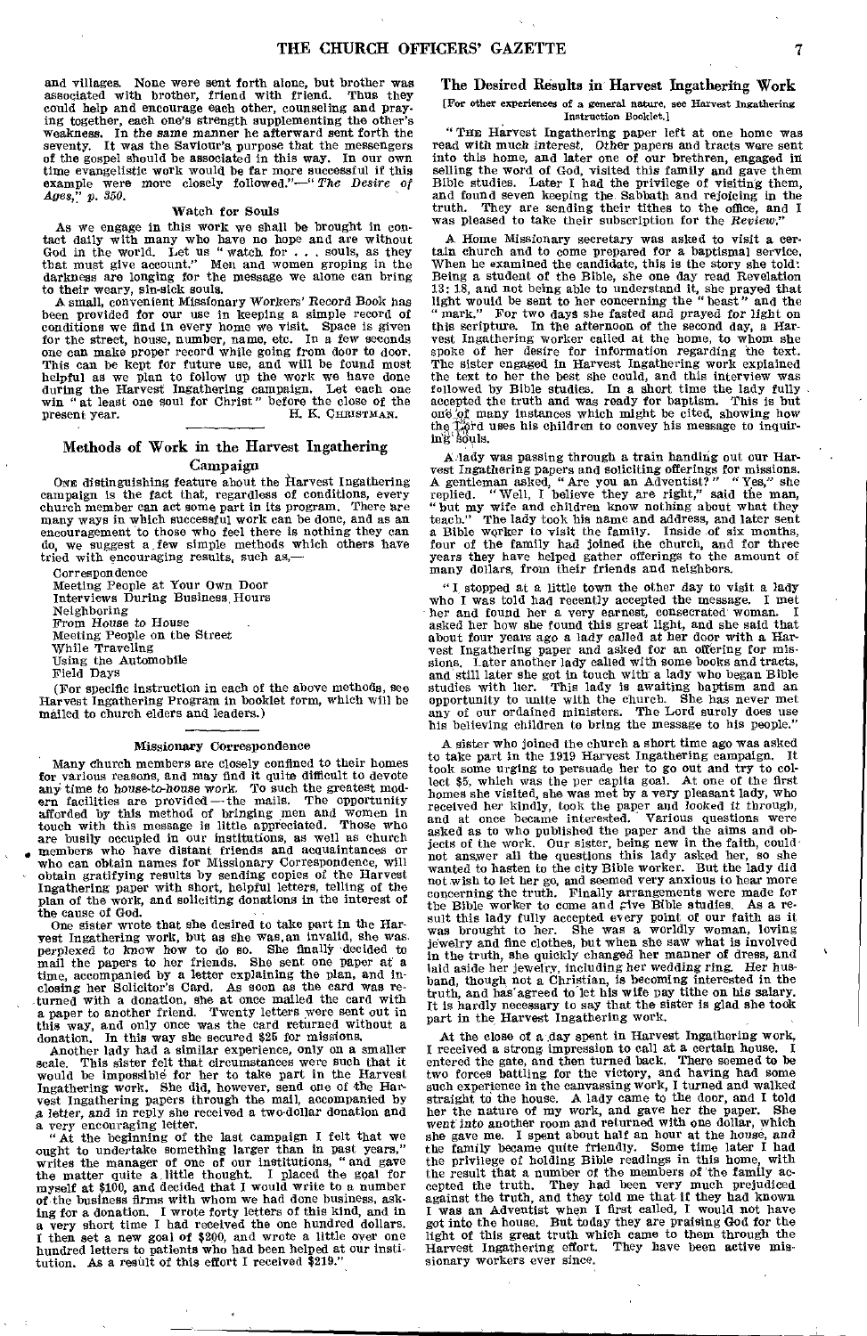and villages. None were sent forth alone, but brother was associated with brother, friend with friend. Thus they could help and encourage each other, counseling and praying together, each one's strength supplementing the other's weakness. In the same manner he afterward sent forth the seventy. It was the Saviour's purpose that the messengers of the gospel should be associated in this way. In our own time evangelistic work would be far more successful if this example were more closely followed."—"*The Desire of Ages*," p. 350.

### Watch for Souls

As we engage in this work we shall be brought in contact daily with many who have no hope and are without God in the world. Let us "watch for . . . souls, as they that must give account." Men and women groping in the darkness are longing for the message we alone can bring to their weary, sin-sick souls.

A small, convenient Missionary Workers' Record Book has been provided for our use in keeping a simple record of conditions we find in every home we visit. Space is given for the street, house, number, name, etc. In a few seconds one can make proper record while going from door to door. This can be kept for future use, and will be found most helpful as we plan to follow up the work we have done during the Harvest Ingathering campaign. Let each one win "at least one soul for Christ" before the close of the present year.

H. K. CHRISTMAN.

## Methods of Work in the Harvest Ingathering Campaign

ONE distinguishing feature about the Harvest Ingathering campaign is the fact that, regardless of conditions, every church member can act some part in its program. There are many ways in which successful work can be done, and as an encouragement to those who feel there is nothing they can do, we suggest a few simple methods which others have tried with encouraging results, such as,—

Correspondence
Meeting People at Your Own Door
Interviews During Business Hours
Neighboring
From House to House
Meeting People on the Street
While Traveling
Using the Automobile
Field Days

(For specific instruction in each of the above methods, see Harvest Ingathering Program in booklet form, which will be mailed to church elders and leaders.)

### Missionary Correspondence

Many church members are closely confined to their homes for various reasons, and may find it quite difficult to devote any time to house-to-house work. To such the greatest modern facilities are provided — the mails. The opportunity afforded by this method of bringing men and women in touch with this message is little appreciated. Those who are busily occupied in our institutions, as well as church members who have distant friends and acquaintances or who can obtain names for Missionary Correspondence, will obtain gratifying results by sending copies of the Harvest Ingathering paper with short, helpful letters, telling of the plan of the work, and soliciting donations in the interest of the cause of God.

One sister wrote that she desired to take part in the Harvest Ingathering work, but as she was an invalid, she was perplexed to know how to do so. She finally decided to mail the papers to her friends. She sent one paper at a time, accompanied by a letter explaining the plan, and inclosing her Solicitor's Card. As soon as the card was returned with a donation, she at once mailed the card with a paper to another friend. Twenty letters were sent out in this way, and only once was the card returned without a donation. In this way she secured $25 for missions.

Another lady had a similar experience, only on a smaller scale. This sister felt that circumstances were such that it would be impossible for her to take part in the Harvest Ingathering work. She did, however, send one of the Harvest Ingathering papers through the mail, accompanied by a letter, and in reply she received a two-dollar donation and a very encouraging letter.

"At the beginning of the last campaign I felt that we ought to undertake something larger than in past years," writes the manager of one of our institutions, "and gave the matter quite a little thought. I placed the goal for myself at $100, and decided that I would write to a number of the business firms with whom we had done business, asking for a donation. I wrote forty letters of this kind, and in a very short time I had received the one hundred dollars. I then set a new goal of $200, and wrote a little over one hundred letters to patients who had been helped at our institution. As a result of this effort I received $219."

## The Desired Results in Harvest Ingathering Work

[For other experiences of a general nature, see Harvest Ingathering Instruction Booklet.]

"THE Harvest Ingathering paper left at one home was read with much interest. Other papers and tracts were sent into this home, and later one of our brethren, engaged in selling the word of God, visited this family and gave them Bible studies. Later I had the privilege of visiting them, and found seven keeping the Sabbath and rejoicing in the truth. They are sending their tithes to the office, and I was pleased to take their subscription for the *Review*."

A Home Missionary secretary was asked to visit a certain church and to come prepared for a baptismal service. When he examined the candidate, this is the story she told: Being a student of the Bible, she one day read Revelation 13: 18, and not being able to understand it, she prayed that light would be sent to her concerning the "beast" and the "mark." For two days she fasted and prayed for light on this scripture. In the afternoon of the second day, a Harvest Ingathering worker called at the home, to whom she spoke of her desire for information regarding the text. The sister engaged in Harvest Ingathering work explained the text to her the best she could, and this interview was followed by Bible studies. In a short time the lady fully accepted the truth and was ready for baptism. This is but one of many instances which might be cited, showing how the Lord uses his children to convey his message to inquiring souls.

A lady was passing through a train handing out our Harvest Ingathering papers and soliciting offerings for missions. A gentleman asked, "Are you an Adventist?" "Yes," she replied. "Well, I believe they are right," said the man, "but my wife and children know nothing about what they teach." The lady took his name and address, and later sent a Bible worker to visit the family. Inside of six months, four of the family had joined the church, and for three years they have helped gather offerings to the amount of many dollars, from their friends and neighbors.

"I stopped at a little town the other day to visit a lady who I was told had recently accepted the message. I met her and found her a very earnest, consecrated woman. I asked her how she found this great light, and she said that about four years ago a lady called at her door with a Harvest Ingathering paper and asked for an offering for missions. Later another lady called with some books and tracts, and still later she got in touch with a lady who began Bible studies with her. This lady is awaiting baptism and an opportunity to unite with the church. She has never met any of our ordained ministers. The Lord surely does use his believing children to bring the message to his people."

A sister who joined the church a short time ago was asked to take part in the 1919 Harvest Ingathering campaign. It took some urging to persuade her to go out and try to collect $5, which was the per capita goal. At one of the first homes she visited, she was met by a very pleasant lady, who received her kindly, took the paper and looked it through, and at once became interested. Various questions were asked as to who published the paper and the aims and objects of the work. Our sister, being new in the faith, could not answer all the questions this lady asked her, so she wanted to hasten to the city Bible worker. But the lady did not wish to let her go, and seemed very anxious to hear more concerning the truth. Finally arrangements were made for the Bible worker to come and give Bible studies. As a result this lady fully accepted every point of our faith as it was brought to her. She was a worldly woman, loving jewelry and fine clothes, but when she saw what is involved in the truth, she quickly changed her manner of dress, and laid aside her jewelry, including her wedding ring. Her husband, though not a Christian, is becoming interested in the truth, and has agreed to let his wife pay tithe on his salary. It is hardly necessary to say that the sister is glad she took part in the Harvest Ingathering work.

At the close of a day spent in Harvest Ingathering work, I received a strong impression to call at a certain house. I entered the gate, and then turned back. There seemed to be two forces battling for the victory, and having had some such experience in the canvassing work, I turned and walked straight to the house. A lady came to the door, and I told her the nature of my work, and gave her the paper. She went into another room and returned with one dollar, which she gave me. I spent about half an hour at the house, and the family became quite friendly. Some time later I had the privilege of holding Bible readings in this home, with the result that a number of the members of the family accepted the truth. They had been very much prejudiced against the truth, and they told me that if they had known I was an Adventist when I first called, I would not have got into the house. But today they are praising God for the light of this great truth which came to them through the Harvest Ingathering effort. They have been active missionary workers ever since.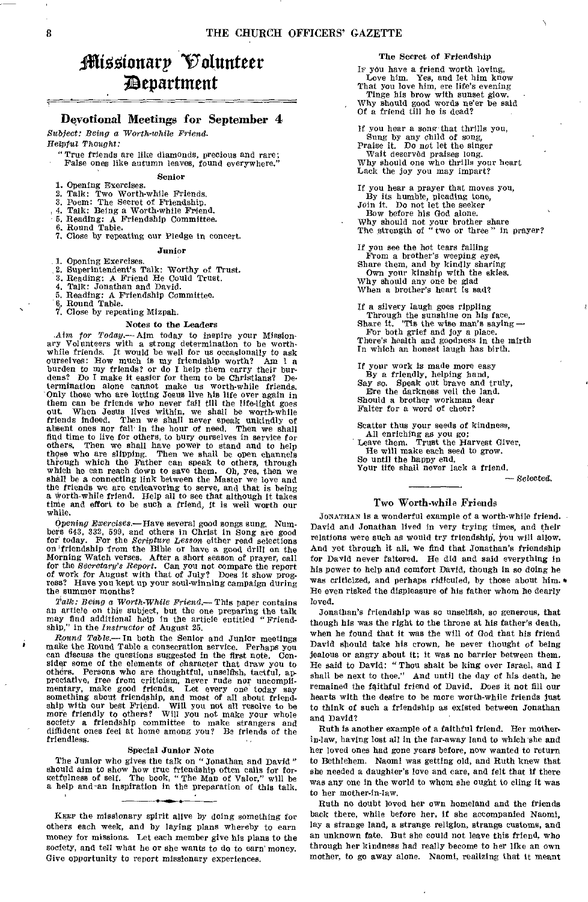# Missionary Volunteer Department

## Devotional Meetings for September 4

*Subject: Being a Worth-while Friend.*

*Helpful Thought:*

> "True friends are like diamonds, precious and rare;
> False ones like autumn leaves, found everywhere."

### Senior

1. Opening Exercises.
2. Talk: Two Worth-while Friends.
3. Poem: The Secret of Friendship.
4. Talk: Being a Worth-while Friend.
5. Reading: A Friendship Committee.
6. Round Table.
7. Close by repeating our Pledge in concert.

### Junior

1. Opening Exercises.
2. Superintendent's Talk: Worthy of Trust.
3. Reading: A Friend He Could Trust.
4. Talk: Jonathan and David.
5. Reading: A Friendship Committee.
6. Round Table.
7. Close by repeating Mizpah.

### Notes to the Leaders

*Aim for Today.*— Aim today to inspire your Missionary Volunteers with a strong determination to be worth-while friends. It would be well for us occasionally to ask ourselves: How much is my friendship worth? Am I a burden to my friends? or do I help them carry their burdens? Do I make it easier for them to be Christians? Determination alone cannot make us worth-while friends. Only those who are letting Jesus live his life over again in them can be friends who never fail till the life-light goes out. When Jesus lives within, we shall be worth-while friends indeed. Then we shall never speak unkindly of absent ones nor fail in the hour of need. Then we shall find time to live for others, to bury ourselves in service for others. Then we shall have power to stand and to help those who are slipping. Then we shall be open channels through which the Father can speak to others, through which he can reach down to save them. Oh, yes, then we shall be a connecting link between the Master we love and the friends we are endeavoring to serve, and that is being a worth-while friend. Help all to see that although it takes time and effort to be such a friend, it is well worth our while.

*Opening Exercises.*— Have several good songs sung. Numbers 643, 332, 599, and others in Christ in Song are good for today. For the *Scripture Lesson* either read selections on friendship from the Bible or have a good drill on the Morning Watch verses. After a short season of prayer, call for the *Secretary's Report.* Can you not compare the report of work for August with that of July? Does it show progress? Have you kept up your soul-winning campaign during the summer months?

*Talk: Being a Worth-While Friend.*— This paper contains an article on this subject, but the one preparing the talk may find additional help in the article entitled "Friendship," in the *Instructor* of August 25.

*Round Table.*— In both the Senior and Junior meetings make the Round Table a consecration service. Perhaps you can discuss the questions suggested in the first note. Consider some of the elements of character that draw you to others. Persons who are thoughtful, unselfish, tactful, appreciative, free from criticism, never rude nor uncomplimentary, make good friends. Let every one today say something about friendship, and most of all about friendship with our best Friend. Will you not all resolve to be more friendly to others? Will you not make your whole society a friendship committee to make strangers and diffident ones feel at home among you? Be friends of the friendless.

#### Special Junior Note

The Junior who gives the talk on "Jonathan and David" should aim to show how true friendship often calls for forgetfulness of self. The book, "The Man of Valor," will be a help and an inspiration in the preparation of this talk.

---

Keep the missionary spirit alive by doing something for others each week, and by laying plans whereby to earn money for missions. Let each member give his plans to the society, and tell what he or she wants to do to earn money. Give opportunity to report missionary experiences.

### The Secret of Friendship

If you have a friend worth loving,
Love him. Yes, and let him know
That you love him, ere life's evening
Tinge his brow with sunset glow.
Why should good words ne'er be said
Of a friend till he is dead?

If you hear a song that thrills you,
Sung by any child of song,
Praise it. Do not let the singer
Wait deservèd praises long.
Why should one who thrills your heart
Lack the joy you may impart?

If you hear a prayer that moves you,
By its humble, pleading tone,
Join it. Do not let the seeker
Bow before his God alone.
Why should not your brother share
The strength of "two or three" in prayer?

If you see the hot tears falling
From a brother's weeping eyes,
Share them, and by kindly sharing
Own your kinship with the skies.
Why should any one be glad
When a brother's heart is sad?

If a silvery laugh goes rippling
Through the sunshine on his face,
Share it. 'Tis the wise man's saying —
For both grief and joy a place.
There's health and goodness in the mirth
In which an honest laugh has birth.

If your work is made more easy
By a friendly, helping hand,
Say so. Speak out brave and truly,
Ere the darkness veil the land.
Should a brother workman dear
Falter for a word of cheer?

Scatter thus your seeds of kindness,
All enriching as you go;
Leave them. Trust the Harvest Giver,
He will make each seed to grow.
So until the happy end,
Your life shall never lack a friend.

— *Selected.*

---

### Two Worth-while Friends

Jonathan is a wonderful example of a worth-while friend. David and Jonathan lived in very trying times, and their relations were such as would try friendship, you will allow. And yet through it all, we find that Jonathan's friendship for David never faltered. He did and said everything in his power to help and comfort David, though in so doing he was criticized, and perhaps ridiculed, by those about him. He even risked the displeasure of his father whom he dearly loved.

Jonathan's friendship was so unselfish, so generous, that though his was the right to the throne at his father's death, when he found that it was the will of God that his friend David should take his crown, he never thought of being jealous or angry about it; it was no barrier between them. He said to David: "Thou shalt be king over Israel, and I shall be next to thee." And until the day of his death, he remained the faithful friend of David. Does it not fill our hearts with the desire to be more worth-while friends just to think of such a friendship as existed between Jonathan and David?

Ruth is another example of a faithful friend. Her mother-in-law, having lost all in the far-away land to which she and her loved ones had gone years before, now wanted to return to Bethlehem. Naomi was getting old, and Ruth knew that she needed a daughter's love and care, and felt that if there was any one in the world to whom she ought to cling it was to her mother-in-law.

Ruth no doubt loved her own homeland and the friends back there, while before her, if she accompanied Naomi, lay a strange land, a strange religion, strange customs, and an unknown fate. But she could not leave this friend, who through her kindness had really become to her like an own mother, to go away alone. Naomi, realizing that it meant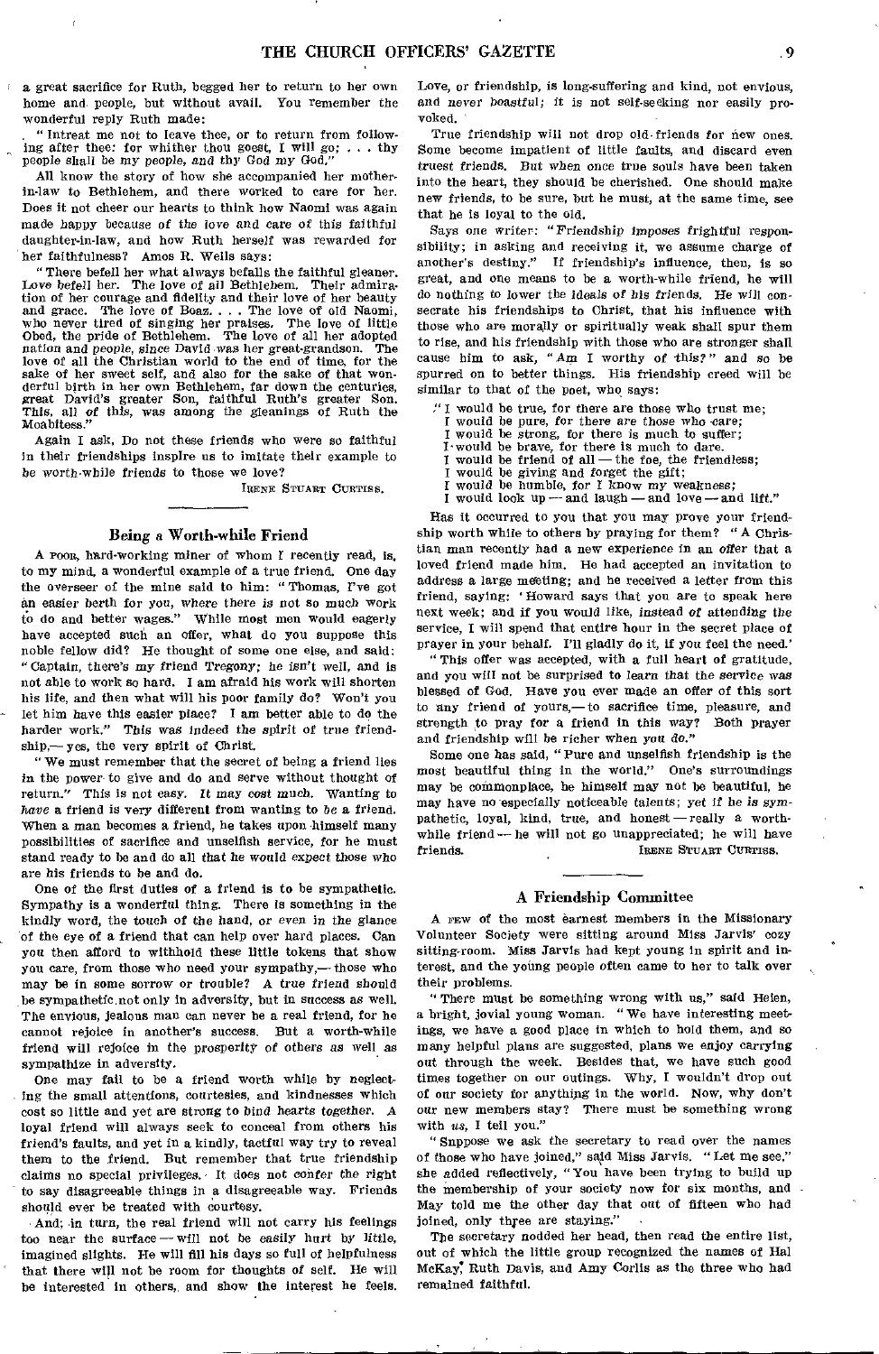a great sacrifice for Ruth, begged her to return to her own home and people, but without avail. You remember the wonderful reply Ruth made:

"Intreat me not to leave thee, or to return from following after thee: for whither thou goest, I will go; . . . thy people shall be my people, and thy God my God."

All know the story of how she accompanied her mother-in-law to Bethlehem, and there worked to care for her. Does it not cheer our hearts to think how Naomi was again made happy because of the love and care of this faithful daughter-in-law, and how Ruth herself was rewarded for her faithfulness? Amos R. Wells says:

"There befell her what always befalls the faithful gleaner. Love befell her. The love of all Bethlehem. Their admiration of her courage and fidelity and their love of her beauty and grace. The love of Boaz. . . . The love of old Naomi, who never tired of singing her praises. The love of little Obed, the pride of Bethlehem. The love of all her adopted nation and people, since David was her great-grandson. The love of all the Christian world to the end of time, for the sake of her sweet self, and also for the sake of that wonderful birth in her own Bethlehem, far down the centuries, great David's greater Son, faithful Ruth's greater Son. This, all of this, was among the gleanings of Ruth the Moabitess."

Again I ask, Do not these friends who were so faithful in their friendships inspire us to imitate their example to be worth-while friends to those we love?

IRENE STUART CURTISS.

## Being a Worth-while Friend

A POOR, hard-working miner of whom I recently read, is, to my mind, a wonderful example of a true friend. One day the overseer of the mine said to him: "Thomas, I've got an easier berth for you, where there is not so much work to do and better wages." While most men would eagerly have accepted such an offer, what do you suppose this noble fellow did? He thought of some one else, and said: "Captain, there's my friend Tregony; he isn't well, and is not able to work so hard. I am afraid his work will shorten his life, and then what will his poor family do? Won't you let him have this easier place? I am better able to do the harder work." This was indeed the spirit of true friendship,— yes, the very spirit of Christ.

"We must remember that the secret of being a friend lies in the power to give and do and serve without thought of return." This is not easy. It may cost much. Wanting to *have* a friend is very different from wanting to *be* a friend. When a man becomes a friend, he takes upon himself many possibilities of sacrifice and unselfish service, for he must stand ready to be and do all that he would expect those who are his friends to be and do.

One of the first duties of a friend is to be sympathetic. Sympathy is a wonderful thing. There is something in the kindly word, the touch of the hand, or even in the glance of the eye of a friend that can help over hard places. Can you then afford to withhold these little tokens that show you care, from those who need your sympathy,— those who may be in some sorrow or trouble? A true friend should be sympathetic not only in adversity, but in success as well. The envious, jealous man can never be a real friend, for he cannot rejoice in another's success. But a worth-while friend will rejoice in the prosperity of others as well as sympathize in adversity.

One may fail to be a friend worth while by neglecting the small attentions, courtesies, and kindnesses which cost so little and yet are strong to bind hearts together. A loyal friend will always seek to conceal from others his friend's faults, and yet in a kindly, tactful way try to reveal them to the friend. But remember that true friendship claims no special privileges. It does not confer the right to say disagreeable things in a disagreeable way. Friends should ever be treated with courtesy.

And, in turn, the real friend will not carry his feelings too near the surface — will not be easily hurt by little, imagined slights. He will fill his days so full of helpfulness that there will not be room for thoughts of self. He will be interested in others, and show the interest he feels. Love, or friendship, is long-suffering and kind, not envious, and never boastful; it is not self-seeking nor easily provoked.

True friendship will not drop old friends for new ones. Some become impatient of little faults, and discard even truest friends. But when once true souls have been taken into the heart, they should be cherished. One should make new friends, to be sure, but he must, at the same time, see that he is loyal to the old.

Says one writer: "Friendship imposes frightful responsibility; in asking and receiving it, we assume charge of another's destiny." If friendship's influence, then, is so great, and one means to be a worth-while friend, he will do nothing to lower the ideals of his friends. He will consecrate his friendships to Christ, that his influence with those who are morally or spiritually weak shall spur them to rise, and his friendship with those who are stronger shall cause him to ask, "Am I worthy of this?" and so be spurred on to better things. His friendship creed will be similar to that of the poet, who says:

"I would be true, for there are those who trust me;
I would be pure, for there are those who care;
I would be strong, for there is much to suffer;
I would be brave, for there is much to dare.
I would be friend of all — the foe, the friendless;
I would be giving and forget the gift;
I would be humble, for I know my weakness;
I would look up — and laugh — and love — and lift."

Has it occurred to you that you may prove your friendship worth while to others by praying for them? "A Christian man recently had a new experience in an offer that a loved friend made him. He had accepted an invitation to address a large meeting; and he received a letter from this friend, saying: 'Howard says that you are to speak here next week; and if you would like, instead of attending the service, I will spend that entire hour in the secret place of prayer in your behalf. I'll gladly do it, if you feel the need.'

"This offer was accepted, with a full heart of gratitude, and you will not be surprised to learn that the service was blessed of God. Have you ever made an offer of this sort to any friend of yours,— to sacrifice time, pleasure, and strength to pray for a friend in this way? Both prayer and friendship will be richer when *you do*."

Some one has said, "Pure and unselfish friendship is the most beautiful thing in the world." One's surroundings may be commonplace, he himself may not be beautiful, he may have no especially noticeable talents; yet if he is sympathetic, loyal, kind, true, and honest — really a worth-while friend — he will not go unappreciated; he will have friends.

IRENE STUART CURTISS.

## A Friendship Committee

A FEW of the most earnest members in the Missionary Volunteer Society were sitting around Miss Jarvis' cozy sitting-room. Miss Jarvis had kept young in spirit and interest, and the young people often came to her to talk over their problems.

"There must be something wrong with us," said Helen, a bright, jovial young woman. "We have interesting meetings, we have a good place in which to hold them, and so many helpful plans are suggested, plans we enjoy carrying out through the week. Besides that, we have such good times together on our outings. Why, I wouldn't drop out of our society for anything in the world. Now, why don't our new members stay? There must be something wrong with *us*, I tell you."

"Suppose we ask the secretary to read over the names of those who have joined," said Miss Jarvis. "Let me see," she added reflectively, "You have been trying to build up the membership of your society now for six months, and May told me the other day that out of fifteen who had joined, only three are staying."

The secretary nodded her head, then read the entire list, out of which the little group recognized the names of Hal McKay, Ruth Davis, and Amy Corlis as the three who had remained faithful.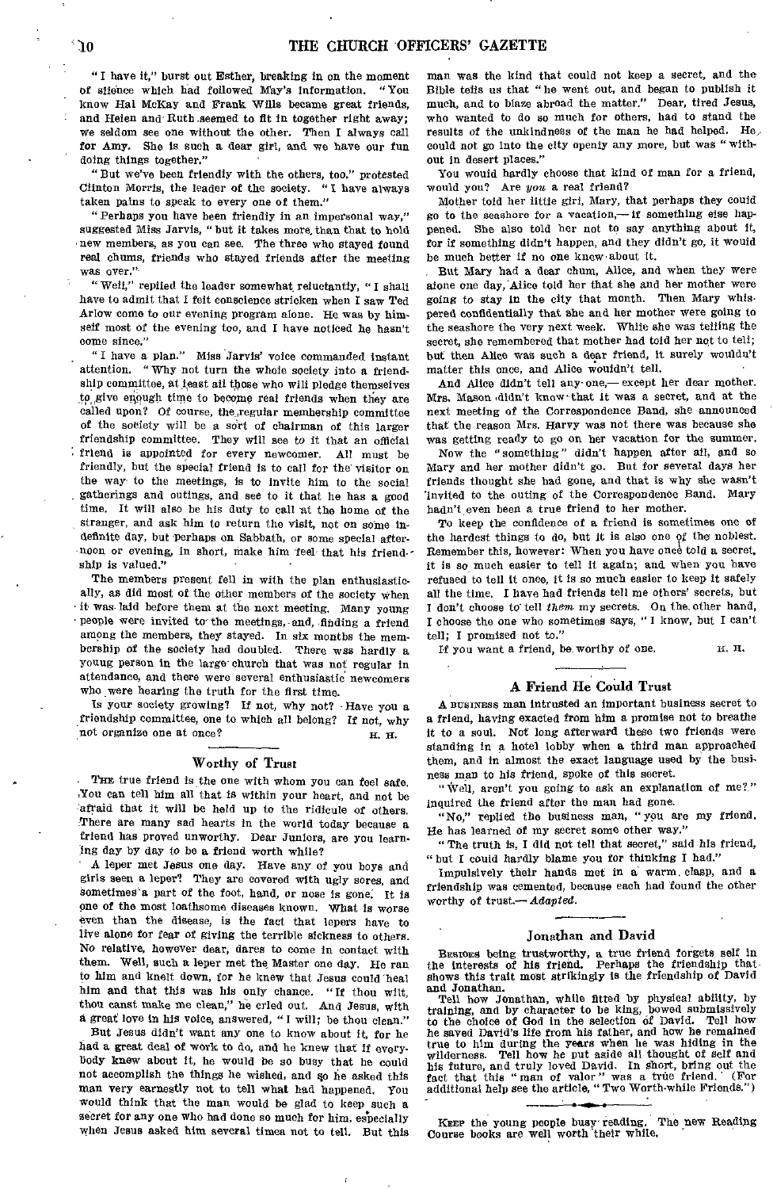"I have it," burst out Esther, breaking in on the moment of silence which had followed May's information. "You know Hal McKay and Frank Wills became great friends, and Helen and Ruth seemed to fit in together right away; we seldom see one without the other. Then I always call for Amy. She is such a dear girl, and we have our fun doing things together."

"But we've been friendly with the others, too," protested Clinton Morris, the leader of the society. "I have always taken pains to speak to every one of them."

"Perhaps you have been friendly in an impersonal way," suggested Miss Jarvis, "but it takes more than that to hold new members, as you can see. The three who stayed found real chums, friends who stayed friends after the meeting was over."

"Well," replied the leader somewhat reluctantly, "I shall have to admit that I felt conscience stricken when I saw Ted Arlow come to our evening program alone. He was by himself most of the evening too, and I have noticed he hasn't come since."

"I have a plan." Miss Jarvis' voice commanded instant attention. "Why not turn the whole society into a friendship committee, at least all those who will pledge themselves to give enough time to become real friends when they are called upon? Of course, the regular membership committee of the society will be a sort of chairman of this larger friendship committee. They will see to it that an official friend is appointed for every newcomer. All must be friendly, but the special friend is to call for the visitor on the way to the meetings, is to invite him to the social gatherings and outings, and see to it that he has a good time. It will also be his duty to call at the home of the stranger, and ask him to return the visit, not on some indefinite day, but perhaps on Sabbath, or some special afternoon or evening, in short, make him feel that his friendship is valued."

The members present fell in with the plan enthusiastically, as did most of the other members of the society when it was laid before them at the next meeting. Many young people were invited to the meetings, and, finding a friend among the members, they stayed. In six months the membership of the society had doubled. There was hardly a young person in the large church that was not regular in attendance, and there were several enthusiastic newcomers who were hearing the truth for the first time.

Is your society growing? If not, why not? Have you a friendship committee, one to which all belong? If not, why not organize one at once?

H. H.

## Worthy of Trust

The true friend is the one with whom you can feel safe. You can tell him all that is within your heart, and not be afraid that it will be held up to the ridicule of others. There are many sad hearts in the world today because a friend has proved unworthy. Dear Juniors, are you learning day by day to be a friend worth while?

A leper met Jesus one day. Have any of you boys and girls seen a leper? They are covered with ugly sores, and sometimes a part of the foot, hand, or nose is gone. It is one of the most loathsome diseases known. What is worse even than the disease, is the fact that lepers have to live alone for fear of giving the terrible sickness to others. No relative, however dear, dares to come in contact with them. Well, such a leper met the Master one day. He ran to him and knelt down, for he knew that Jesus could heal him and that this was his only chance. "If thou wilt, thou canst make me clean," he cried out. And Jesus, with a great love in his voice, answered, "I will; be thou clean."

But Jesus didn't want any one to know about it, for he had a great deal of work to do, and he knew that if everybody knew about it, he would be so busy that he could not accomplish the things he wished, and so he asked this man very earnestly not to tell what had happened. You would think that the man would be glad to keep such a secret for any one who had done so much for him, especially when Jesus asked him several times not to tell. But this man was the kind that could not keep a secret, and the Bible tells us that "he went out, and began to publish it much, and to blaze abroad the matter." Dear, tired Jesus, who wanted to do so much for others, had to stand the results of the unkindness of the man he had helped. He could not go into the city openly any more, but was "without in desert places."

You would hardly choose that kind of man for a friend, would you? Are *you* a real friend?

Mother told her little girl, Mary, that perhaps they could go to the seashore for a vacation,— if something else happened. She also told her not to say anything about it, for if something didn't happen, and they didn't go, it would be much better if no one knew about it.

But Mary had a dear chum, Alice, and when they were alone one day, Alice told her that she and her mother were going to stay in the city that month. Then Mary whispered confidentially that she and her mother were going to the seashore the very next week. While she was telling the secret, she remembered that mother had told her not to tell; but then Alice was such a dear friend, it surely wouldn't matter this once, and Alice wouldn't tell.

And Alice didn't tell any one,— except her dear mother. Mrs. Mason didn't know that it was a secret, and at the next meeting of the Correspondence Band, she announced that the reason Mrs. Harvy was not there was because she was getting ready to go on her vacation for the summer.

Now the "something" didn't happen after all, and so Mary and her mother didn't go. But for several days her friends thought she had gone, and that is why she wasn't invited to the outing of the Correspondence Band. Mary hadn't even been a true friend to her mother.

To keep the confidence of a friend is sometimes one of the hardest things to do, but it is also one of the noblest. Remember this, however: When you have once told a secret, it is so much easier to tell it again; and when you have refused to tell it once, it is so much easier to keep it safely all the time. I have had friends tell me others' secrets, but I don't choose to tell *them* my secrets. On the other hand, I choose the one who sometimes says, "I know, but I can't tell; I promised not to."

If you want a friend, be worthy of one.

H. H.

## A Friend He Could Trust

A business man intrusted an important business secret to a friend, having exacted from him a promise not to breathe it to a soul. Not long afterward these two friends were standing in a hotel lobby when a third man approached them, and in almost the exact language used by the business man to his friend, spoke of this secret.

"Well, aren't you going to ask an explanation of me?" inquired the friend after the man had gone.

"No," replied the business man, "you are my friend. He has learned of my secret some other way."

"The truth is, I did not tell that secret," said his friend, "but I could hardly blame you for thinking I had."

Impulsively their hands met in a warm clasp, and a friendship was cemented, because each had found the other worthy of trust.— *Adapted.*

## Jonathan and David

Besides being trustworthy, a true friend forgets self in the interests of his friend. Perhaps the friendship that shows this trait most strikingly is the friendship of David and Jonathan.

Tell how Jonathan, while fitted by physical ability, by training, and by character to be king, bowed submissively to the choice of God in the selection of David. Tell how he saved David's life from his father, and how he remained true to him during the years when he was hiding in the wilderness. Tell how he put aside all thought of self and his future, and truly loved David. In short, bring out the fact that this "man of valor" was a true friend. (For additional help see the article, "Two Worth-while Friends.")

---

Keep the young people busy reading. The new Reading Course books are well worth their while.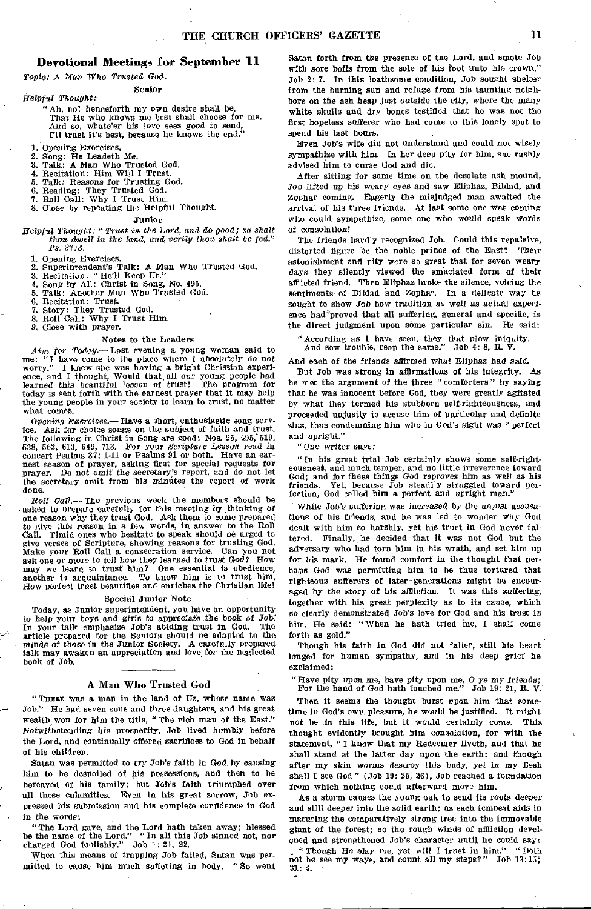## Devotional Meetings for September 11

*Topic: A Man Who Trusted God.*

### Senior

*Helpful Thought:*

> "Ah, no! henceforth my own desire shall be,
> That He who knows me best shall choose for me.
> And so, whate'er his love sees good to send,
> I'll trust it's best, because he knows the end."

1. Opening Exercises.
2. Song: He Leadeth Me.
3. Talk: A Man Who Trusted God.
4. Recitation: Him Will I Trust.
5. Talk: Reasons for Trusting God.
6. Reading: They Trusted God.
7. Roll Call: Why I Trust Him.
8. Close by repeating the Helpful Thought.

### Junior

*Helpful Thought: "Trust in the Lord, and do good; so shalt thou dwell in the land, and verily thou shalt be fed." Ps. 37:3.*

1. Opening Exercises.
2. Superintendent's Talk: A Man Who Trusted God.
3. Recitation: "He'll Keep Us."
4. Song by All: Christ in Song, No. 495.
5. Talk: Another Man Who Trusted God.
6. Recitation: Trust.
7. Story: They Trusted God.
8. Roll Call: Why I Trust Him.
9. Close with prayer.

### Notes to the Leaders

*Aim for Today.*— Last evening a young woman said to me: "I have come to the place where I *absolutely* do not worry." I knew she was having a bright Christian experience, and I thought, Would that all our young people had learned this beautiful lesson of trust! The program for today is sent forth with the earnest prayer that it may help the young people in your society to learn to trust, no matter what comes.

*Opening Exercises.*— Have a short, enthusiastic song service. Ask for choice songs on the subject of faith and trust. The following in Christ in Song are good: Nos. 95, 495, 519, 538, 563, 613, 649, 713. For your *Scripture Lesson read in* concert Psalms 37: 1-11 or Psalms 91 or both. Have an earnest season of prayer, asking first for special requests for prayer. Do not omit the secretary's report, and do not let the secretary omit from his minutes the report of work done.

*Roll Call.*— The previous week the members should be asked to prepare carefully for this meeting by thinking of one reason why they trust God. Ask them to come prepared to give this reason in a few words, in answer to the Roll Call. Timid ones who hesitate to speak should be urged to give verses of Scripture, showing reasons for trusting God. Make your Roll Call a consecration service. Can you not ask one or more to tell how they learned to trust God? How may we learn to trust him? One essential is obedience, another is acquaintance. To know him is to trust him. How perfect trust beautifies and enriches the Christian life!

### Special Junior Note

Today, as Junior superintendent, you have an opportunity to help your boys and girls to appreciate the book of Job. In your talk emphasize Job's abiding trust in God. The article prepared for the Seniors should be adapted to the minds of those in the Junior Society. A carefully prepared talk may awaken an appreciation and love for the neglected book of Job.

## A Man Who Trusted God

"There was a man in the land of Uz, whose name was Job." He had seven sons and three daughters, and his great wealth won for him the title, "The rich man of the East." Notwithstanding his prosperity, Job lived humbly before the Lord, and continually offered sacrifices to God in behalf of his children.

Satan was permitted to try Job's faith in God by causing him to be despoiled of his possessions, and then to be bereaved of his family; but Job's faith triumphed over all these calamities. Even in his great sorrow, Job expressed his submission and his complete confidence in God in the words:

"The Lord gave, and the Lord hath taken away; blessed be the name of the Lord." "In all this Job sinned not, nor charged God foolishly." Job 1: 21, 22.

When this means of trapping Job failed, Satan was permitted to cause him much suffering in body. "So went Satan forth from the presence of the Lord, and smote Job with sore boils from the sole of his foot unto his crown." Job 2: 7. In this loathsome condition, Job sought shelter from the burning sun and refuge from his taunting neighbors on the ash heap just outside the city, where the many white skulls and dry bones testified that he was not the first hopeless sufferer who had come to this lonely spot to spend his last hours.

Even Job's wife did not understand and could not wisely sympathize with him. In her deep pity for him, she rashly advised him to curse God and die.

After sitting for some time on the desolate ash mound, Job lifted up his weary eyes and saw Eliphaz, Bildad, and Zophar coming. Eagerly the misjudged man awaited the arrival of his three friends. At last some one was coming who could sympathize, some one who would speak words of consolation!

The friends hardly recognized Job. Could this repulsive, distorted figure be the noble prince of the East? Their astonishment and pity were so great that for seven weary days they silently viewed the emaciated form of their afflicted friend. Then Eliphaz broke the silence, voicing the sentiments of Bildad and Zophar. In a delicate way he sought to show Job how tradition as well as actual experience had proved that all suffering, general and specific, is the direct judgment upon some particular sin. He said:

> "According as I have seen, they that plow iniquity,
> And sow trouble, reap the same." Job 4: 8, R. V.

And each of the friends affirmed what Eliphaz had said.

But Job was strong in affirmations of his integrity. As he met the argument of the three "comforters" by saying that he was innocent before God, they were greatly agitated by what they termed his stubborn self-righteousness, and proceeded unjustly to accuse him of particular and definite sins, thus condemning him who in God's sight was "perfect and upright."

"One writer says:

"In his great trial Job certainly shows some self-righteousness, and much temper, and no little irreverence toward God; and for these things God reproves him as well as his friends. Yet, because Job steadily struggled toward perfection, God called him a perfect and upright man."

While Job's suffering was increased by the unjust accusations of his friends, and he was led to wonder why God dealt with him so harshly, yet his trust in God never faltered. Finally, he decided that it was not God but the adversary who had torn him in his wrath, and set him up for his mark. He found comfort in the thought that perhaps God was permitting him to be thus tortured that righteous sufferers of later generations might be encouraged by the story of his affliction. It was this suffering, together with his great perplexity as to its cause, which so clearly demonstrated Job's love for God and his trust in him. He said: "When he hath tried me, I shall come forth as gold."

Though his faith in God did not falter, still his heart longed for human sympathy, and in his deep grief he exclaimed:

> "Have pity upon me, have pity upon me, O ye my friends;
> For the hand of God hath touched me." Job 19: 21, R. V.

Then it seems the thought burst upon him that sometime in God's own pleasure, he would be justified. It might not be in this life, but it would certainly come. This thought evidently brought him consolation, for with the statement, "I know that my Redeemer liveth, and that he shall stand at the latter day upon the earth: and though after my skin worms destroy this body, yet in my flesh shall I see God" (Job 19: 25, 26), Job reached a foundation from which nothing could afterward move him.

As a storm causes the young oak to send its roots deeper and still deeper into the solid earth; as each tempest aids in maturing the comparatively strong tree into the immovable giant of the forest; so the rough winds of affliction developed and strengthened Job's character until he could say: "Though He slay me, yet will I trust in him." "Doth not he see my ways, and count all my steps?" Job 13:15; 31: 4.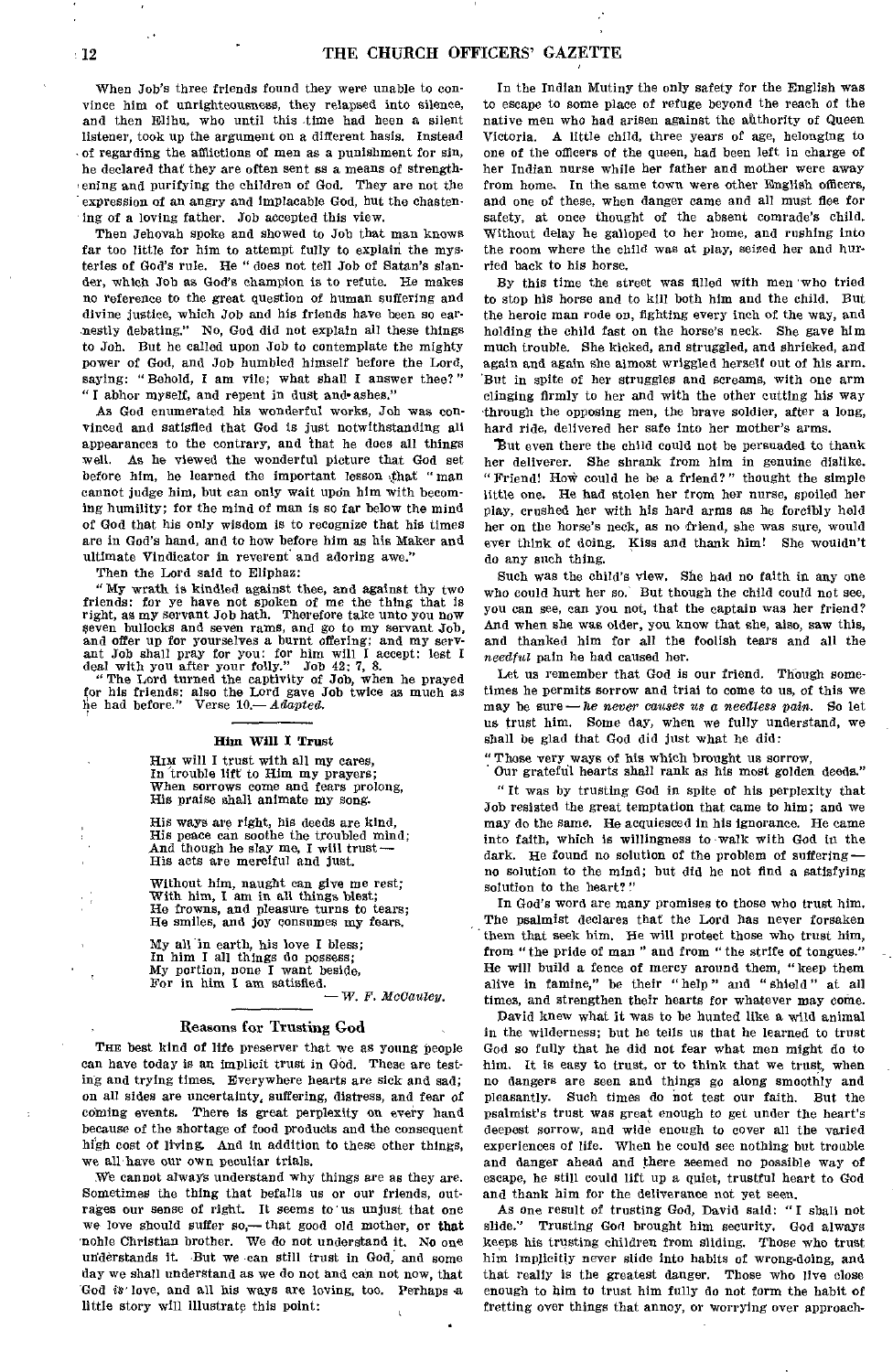When Job's three friends found they were unable to convince him of unrighteousness, they relapsed into silence, and then Elihu, who until this time had been a silent listener, took up the argument on a different basis. Instead of regarding the afflictions of men as a punishment for sin, he declared that they are often sent as a means of strengthening and purifying the children of God. They are not the expression of an angry and implacable God, but the chastening of a loving father. Job accepted this view.

Then Jehovah spoke and showed to Job that man knows far too little for him to attempt fully to explain the mysteries of God's rule. He "does not tell Job of Satan's slander, which Job as God's champion is to refute. He makes no reference to the great question of human suffering and divine justice, which Job and his friends have been so earnestly debating." No, God did not explain all these things to Job. But he called upon Job to contemplate the mighty power of God, and Job humbled himself before the Lord, saying: "Behold, I am vile; what shall I answer thee?" "I abhor myself, and repent in dust and ashes."

As God enumerated his wonderful works, Job was convinced and satisfied that God is just notwithstanding all appearances to the contrary, and that he does all things well. As he viewed the wonderful picture that God set before him, he learned the important lesson that "man cannot judge him, but can only wait upon him with becoming humility; for the mind of man is so far below the mind of God that his only wisdom is to recognize that his times are in God's hand, and to how before him as his Maker and ultimate Vindicator in reverent and adoring awe."

Then the Lord said to Eliphaz:

"My wrath is kindled against thee, and against thy two friends: for ye have not spoken of me the thing that is right, as my servant Job hath. Therefore take unto you now seven bullocks and seven rams, and go to my servant Job, and offer up for yourselves a burnt offering; and my servant Job shall pray for you: for him will I accept: lest I deal with you after your folly." Job 42: 7, 8.

"The Lord turned the captivity of Job, when he prayed for his friends: also the Lord gave Job twice as much as he had before." Verse 10.— *Adapted.*

### Him Will I Trust

Him will I trust with all my cares,  
In trouble lift to Him my prayers;  
When sorrows come and fears prolong,  
His praise shall animate my song.

His ways are right, his deeds are kind,  
His peace can soothe the troubled mind;  
And though he slay me, I will trust —  
His acts are merciful and just.

Without him, naught can give me rest;  
With him, I am in all things blest;  
He frowns, and pleasure turns to tears;  
He smiles, and joy consumes my fears.

My all in earth, his love I bless;  
In him I all things do possess;  
My portion, none I want beside,  
For in him I am satisfied.

— *W. F. McCauley.*

### Reasons for Trusting God

The best kind of life preserver that we as young people can have today is an implicit trust in God. These are testing and trying times. Everywhere hearts are sick and sad; on all sides are uncertainty, suffering, distress, and fear of coming events. There is great perplexity on every hand because of the shortage of food products and the consequent high cost of living. And in addition to these other things, we all have our own peculiar trials.

We cannot always understand why things are as they are. Sometimes the thing that befalls us or our friends, outrages our sense of right. It seems to us unjust that one we love should suffer so,— that good old mother, or that noble Christian brother. We do not understand it. No one understands it. But we can still trust in God, and some day we shall understand as we do not and can not now, that God is love, and all his ways are loving, too. Perhaps a little story will illustrate this point:

In the Indian Mutiny the only safety for the English was to escape to some place of refuge beyond the reach of the native men who had arisen against the authority of Queen Victoria. A little child, three years of age, belonging to one of the officers of the queen, had been left in charge of her Indian nurse while her father and mother were away from home. In the same town were other English officers, and one of these, when danger came and all must flee for safety, at once thought of the absent comrade's child. Without delay he galloped to her home, and rushing into the room where the child was at play, seized her and hurried back to his horse.

By this time the street was filled with men who tried to stop his horse and to kill both him and the child. But the heroic man rode on, fighting every inch of the way, and holding the child fast on the horse's neck. She gave him much trouble. She kicked, and struggled, and shrieked, and again and again she almost wriggled herself out of his arm. But in spite of her struggles and screams, with one arm clinging firmly to her and with the other cutting his way through the opposing men, the brave soldier, after a long, hard ride, delivered her safe into her mother's arms.

But even there the child could not be persuaded to thank her deliverer. She shrank from him in genuine dislike. "Friend! How could he be a friend?" thought the simple little one. He had stolen her from her nurse, spoiled her play, crushed her with his hard arms as he forcibly held her on the horse's neck, as no friend, she was sure, would ever think of doing. Kiss and thank him! She wouldn't do any such thing.

Such was the child's view. She had no faith in any one who could hurt her so. But though the child could not see, you can see, can you not, that the captain was her friend? And when she was older, you know that she, also, saw this, and thanked him for all the foolish tears and all the *needful* pain he had caused her.

Let us remember that God is our friend. Though sometimes he permits sorrow and trial to come to us, of this we may be sure — *he never causes us a needless pain.* So let us trust him. Some day, when we fully understand, we shall be glad that God did just what he did:

"Those very ways of his which brought us sorrow,  
Our grateful hearts shall rank as his most golden deeds."

"It was by trusting God in spite of his perplexity that Job resisted the great temptation that came to him; and we may do the same. He acquiesced in his ignorance. He came into faith, which is willingness to walk with God in the dark. He found no solution of the problem of suffering — no solution to the mind; but did he not find a satisfying solution to the heart?"

In God's word are many promises to those who trust him. The psalmist declares that the Lord has never forsaken them that seek him. He will protect those who trust him, from "the pride of man" and from "the strife of tongues." He will build a fence of mercy around them, "keep them alive in famine," be their "help" and "shield" at all times, and strengthen their hearts for whatever may come.

David knew what it was to be hunted like a wild animal in the wilderness; but he tells us that he learned to trust God so fully that he did not fear what men might do to him. It is easy to trust, or to think that we trust, when no dangers are seen and things go along smoothly and pleasantly. Such times do not test our faith. But the psalmist's trust was great enough to get under the heart's deepest sorrow, and wide enough to cover all the varied experiences of life. When he could see nothing but trouble and danger ahead and there seemed no possible way of escape, he still could lift up a quiet, trustful heart to God and thank him for the deliverance not yet seen.

As one result of trusting God, David said: "I shall not slide." Trusting God brought him security. God always keeps his trusting children from sliding. Those who trust him implicitly never slide into habits of wrong-doing, and that really is the greatest danger. Those who live close enough to him to trust him fully do not form the habit of fretting over things that annoy, or worrying over approach-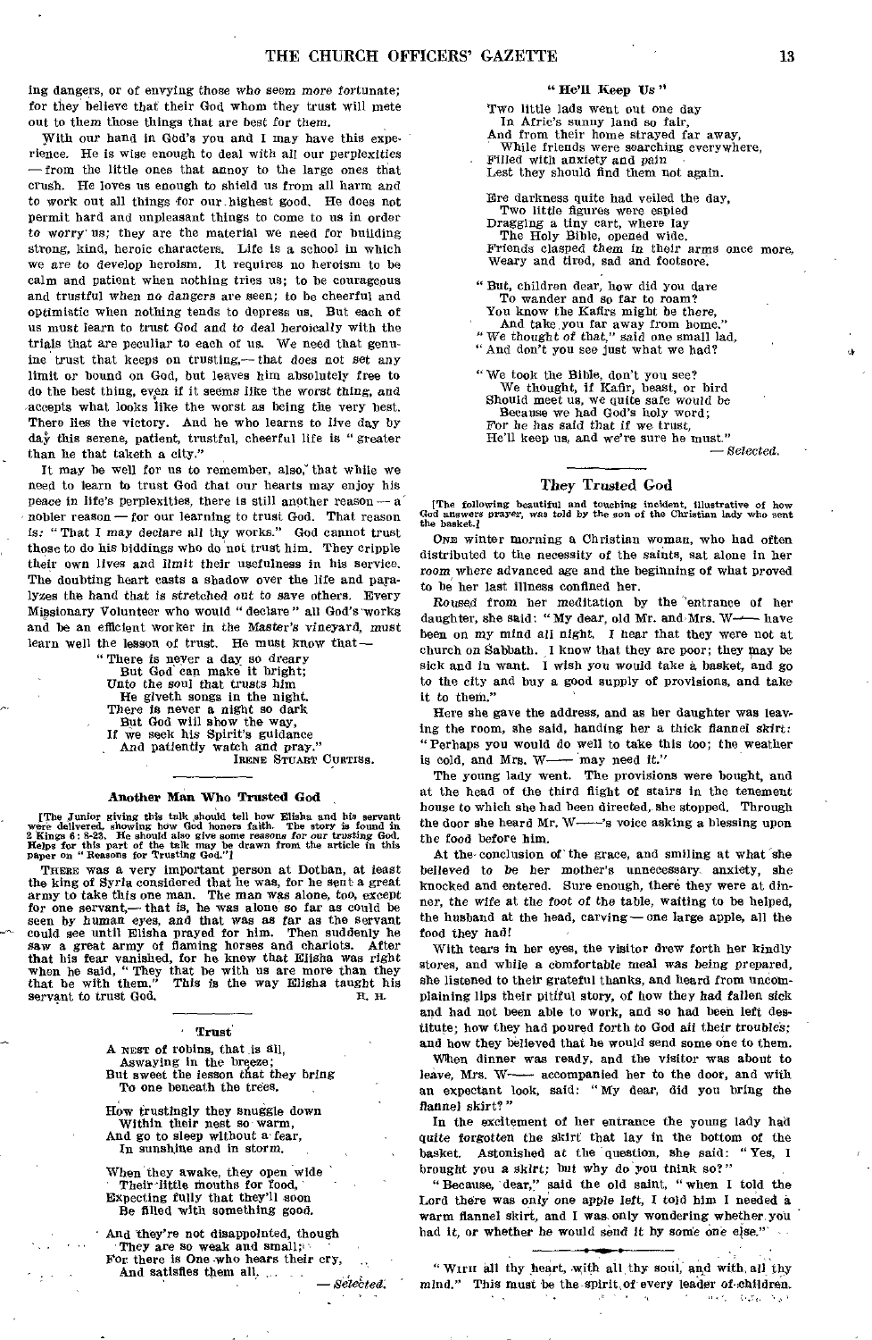ing dangers, or of envying those who seem more fortunate; for they believe that their God whom they trust will mete out to them those things that are best for them.

With our hand in God's you and I may have this experience. He is wise enough to deal with all our perplexities — from the little ones that annoy to the large ones that crush. He loves us enough to shield us from all harm and to work out all things for our highest good. He does not permit hard and unpleasant things to come to us in order to worry us; they are the material we need for building strong, kind, heroic characters. Life is a school in which we are to develop heroism. It requires no heroism to be calm and patient when nothing tries us; to be courageous and trustful when no dangers are seen; to be cheerful and optimistic when nothing tends to depress us. But each of us must learn to trust God and to deal heroically with the trials that are peculiar to each of us. We need that genuine trust that keeps on trusting,— that does not set any limit or bound on God, but leaves him absolutely free to do the best thing, even if it seems like the worst thing, and accepts what looks like the worst as being the very best. There lies the victory. And he who learns to live day by day this serene, patient, trustful, cheerful life is "greater than he that taketh a city."

It may be well for us to remember, also, that while we need to learn to trust God that our hearts may enjoy his peace in life's perplexities, there is still another reason — a nobler reason — for our learning to trust God. That reason is: "That I may declare all thy works." God cannot trust those to do his biddings who do not trust him. They cripple their own lives and limit their usefulness in his service. The doubting heart casts a shadow over the life and paralyzes the hand that is stretched out to save others. Every Missionary Volunteer who would "declare" all God's works and be an efficient worker in the Master's vineyard, must learn well the lesson of trust. He must know that—

> "There is never a day so dreary
> But God can make it bright;
> Unto the soul that trusts him
> He giveth songs in the night.
> There is never a night so dark
> But God will show the way,
> If we seek his Spirit's guidance
> And patiently watch and pray."

IRENE STUART CURTISS.

### Another Man Who Trusted God

[The Junior giving this talk should tell how Elisha and his servant were delivered, showing how God honors faith. The story is found in 2 Kings 6: 8-23. He should also give some reasons for our trusting God. Helps for this part of the talk may be drawn from the article in this paper on "Reasons for Trusting God."]

THERE was a very important person at Dothan, at least the king of Syria considered that he was, for he sent a great army to take this one man. The man was alone, too, except for one servant,— that is, he was alone so far as could be seen by human eyes, and that was as far as the servant could see until Elisha prayed for him. Then suddenly he saw a great army of flaming horses and chariots. After that his fear vanished, for he knew that Elisha was right when he said, "They that be with us are more than they that be with them." This is the way Elisha taught his servant to trust God.

H. H.

### Trust

> A NEST of robins, that is all,
> Aswaying in the breeze;
> But sweet the lesson that they bring
> To one beneath the trees.
>
> How trustingly they snuggle down
> Within their nest so warm,
> And go to sleep without a fear,
> In sunshine and in storm.
>
> When they awake, they open wide
> Their little mouths for food,
> Expecting fully that they'll soon
> Be filled with something good.
>
> And they're not disappointed, though
> They are so weak and small;
> For there is One who hears their cry,
> And satisfies them all.

— *Selected.*

### "He'll Keep Us"

> Two little lads went out one day
> In Afric's sunny land so fair,
> And from their home strayed far away,
> While friends were searching everywhere,
> Filled with anxiety and pain
> Lest they should find them not again.
>
> Ere darkness quite had veiled the day,
> Two little figures were espied
> Dragging a tiny cart, where lay
> The Holy Bible, opened wide.
> Friends clasped them in their arms once more,
> Weary and tired, sad and footsore.
>
> "But, children dear, how did you dare
> To wander and so far to roam?
> You know the Kafirs might be there,
> And take you far away from home."
> "We thought of that," said one small lad,
> "And don't you see just what we had?
>
> "We took the Bible, don't you see?
> We thought, if Kafir, beast, or bird
> Should meet us, we quite safe would be
> Because we had God's holy word;
> For he has said that if we trust,
> He'll keep us, and we're sure he must."

— *Selected.*

### They Trusted God

[The following beautiful and touching incident, illustrative of how God answers prayer, was told by the son of the Christian lady who sent the basket.]

ONE winter morning a Christian woman, who had often distributed to the necessity of the saints, sat alone in her room where advanced age and the beginning of what proved to be her last illness confined her.

Roused from her meditation by the entrance of her daughter, she said: "My dear, old Mr. and Mrs. W—— have been on my mind all night. I hear that they were not at church on Sabbath. I know that they are poor; they may be sick and in want. I wish you would take a basket, and go to the city and buy a good supply of provisions, and take it to them."

Here she gave the address, and as her daughter was leaving the room, she said, handing her a thick flannel skirt: "Perhaps you would do well to take this too; the weather is cold, and Mrs. W—— may need it."

The young lady went. The provisions were bought, and at the head of the third flight of stairs in the tenement house to which she had been directed, she stopped. Through the door she heard Mr. W——'s voice asking a blessing upon the food before him.

At the conclusion of the grace, and smiling at what she believed to be her mother's unnecessary anxiety, she knocked and entered. Sure enough, there they were at dinner, the wife at the foot of the table, waiting to be helped, the husband at the head, carving — one large apple, all the food they had!

With tears in her eyes, the visitor drew forth her kindly stores, and while a comfortable meal was being prepared, she listened to their grateful thanks, and heard from uncomplaining lips their pitiful story, of how they had fallen sick and had not been able to work, and so had been left destitute; how they had poured forth to God all their troubles; and how they believed that he would send some one to them.

When dinner was ready, and the visitor was about to leave, Mrs. W—— accompanied her to the door, and with an expectant look, said: "My dear, did you bring the flannel skirt?"

In the excitement of her entrance the young lady had quite forgotten the skirt that lay in the bottom of the basket. Astonished at the question, she said: "Yes, I brought you a skirt; but why do you think so?"

"Because, dear," said the old saint, "when I told the Lord there was only one apple left, I told him I needed a warm flannel skirt, and I was only wondering whether you had it, or whether he would send it by some one else."

---

"WITH all thy heart, with all thy soul, and with all thy mind." This must be the spirit of every leader of children.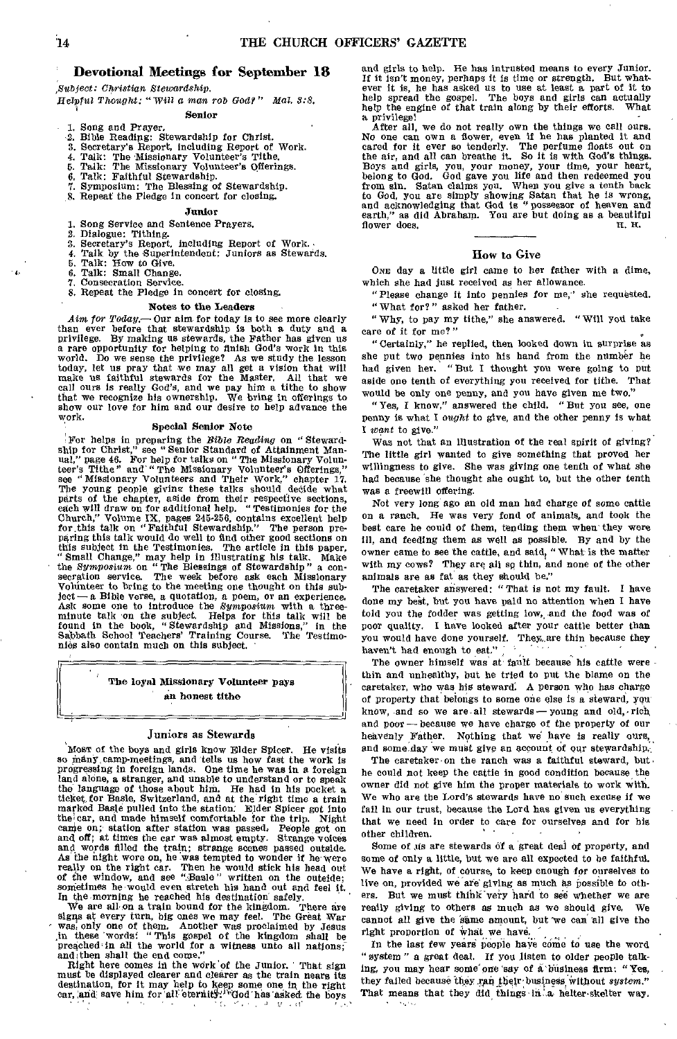## Devotional Meetings for September 18

*Subject: Christian Stewardship.*

*Helpful Thought:* "*Will a man rob God?*" *Mal. 3:8.*

### Senior

1. Song and Prayer.
2. Bible Reading: Stewardship for Christ.
3. Secretary's Report, including Report of Work.
4. Talk: The Missionary Volunteer's Tithe.
5. Talk: The Missionary Volunteer's Offerings.
6. Talk: Faithful Stewardship.
7. Symposium: The Blessing of Stewardship.
8. Repeat the Pledge in concert for closing.

### Junior

1. Song Service and Sentence Prayers.
2. Dialogue: Tithing.
3. Secretary's Report, including Report of Work.
4. Talk by the Superintendent: Juniors as Stewards.
5. Talk: How to Give.
6. Talk: Small Change.
7. Consecration Service.
8. Repeat the Pledge in concert for closing.

### Notes to the Leaders

*Aim for Today.*— Our aim for today is to see more clearly than ever before that stewardship is both a duty and a privilege. By making us stewards, the Father has given us a rare opportunity for helping to finish God's work in this world. Do we sense the privilege? As we study the lesson today, let us pray that we may all get a vision that will make us faithful stewards for the Master. All that we call ours is really God's, and we pay him a tithe to show that we recognize his ownership. We bring in offerings to show our love for him and our desire to help advance the work.

### Special Senior Note

For helps in preparing the *Bible Reading* on "Stewardship for Christ," see "Senior Standard of Attainment Manual," page 46. For help for talks on "The Missionary Volunteer's Tithe" and "The Missionary Volunteer's Offerings," see "Missionary Volunteers and Their Work," chapter 17. The young people giving these talks should decide what parts of the chapter, aside from their respective sections, each will draw on for additional help. "Testimonies for the Church," Volume IX, pages 245-256, contains excellent help for this talk on "Faithful Stewardship." The person preparing this talk would do well to find other good sections on this subject in the Testimonies. The article in this paper, "Small Change," may help in illustrating his talk. Make the *Symposium* on "The Blessings of Stewardship" a consecration service. The week before ask each Missionary Volunteer to bring to the meeting one thought on this subject — a Bible verse, a quotation, a poem, or an experience. Ask some one to introduce the *Symposium* with a three-minute talk on the subject. Helps for this talk will be found in the book, "Stewardship and Missions," in the Sabbath School Teachers' Training Course. The Testimonies also contain much on this subject.

> The loyal Missionary Volunteer pays an honest tithe

### Juniors as Stewards

Most of the boys and girls know Elder Spicer. He visits so many camp-meetings, and tells us how fast the work is progressing in foreign lands. One time he was in a foreign land alone, a stranger, and unable to understand or to speak the language of those about him. He had in his pocket a ticket for Basle, Switzerland, and at the right time a train marked Basle pulled into the station. Elder Spicer got into the car, and made himself comfortable for the trip. Night came on; station after station was passed. People got on and off; at times the car was almost empty. Strange voices and words filled the train; strange scenes passed outside. As the night wore on, he was tempted to wonder if he were really on the right car. Then he would stick his head out of the window, and see "Basle" written on the outside; sometimes he would even stretch his hand out and feel it. In the morning he reached his destination safely.

We are all on a train bound for the kingdom. There are signs at every turn, big ones we may feel. The Great War was only one of them. Another was proclaimed by Jesus in these words: "This gospel of the kingdom shall be preached in all the world for a witness unto all nations; and then shall the end come."

Right here comes in the work of the Junior. That sign must be displayed clearer and clearer as the train nears its destination, for it may help to keep some one in the right car, and save him for all eternity. God has asked the boys and girls to help. He has intrusted means to every Junior. If it isn't money, perhaps it is time or strength. But whatever it is, he has asked us to use at least a part of it to help spread the gospel. The boys and girls can actually help the engine of that train along by their efforts. What a privilege!

After all, we do not really own the things we call ours. No one can own a flower, even if he has planted it and cared for it ever so tenderly. The perfume floats out on the air, and all can breathe it. So it is with God's things. Boys and girls, you, your money, your time, your heart, belong to God. God gave you life and then redeemed you from sin. Satan claims you. When you give a tenth back to God, you are simply showing Satan that he is wrong, and acknowledging that God is "possessor of heaven and earth," as did Abraham. You are but doing as a beautiful flower does.

H. H.

### How to Give

One day a little girl came to her father with a dime, which she had just received as her allowance.

"Please change it into pennies for me," she requested.

"What for?" asked her father.

"Why, to pay my tithe," she answered. "Will you take care of it for me?"

"Certainly," he replied, then looked down in surprise as she put two pennies into his hand from the number he had given her. "But I thought you were going to put aside one tenth of everything you received for tithe. That would be only one penny, and you have given me two."

"Yes, I know," answered the child. "But you see, one penny is what I *ought* to give, and the other penny is what I *want* to give."

Was not that an illustration of the real spirit of giving? The little girl wanted to give something that proved her willingness to give. She was giving one tenth of what she had because she thought she ought to, but the other tenth was a freewill offering.

Not very long ago an old man had charge of some cattle on a ranch. He was very fond of animals, and took the best care he could of them, tending them when they were ill, and feeding them as well as possible. By and by the owner came to see the cattle, and said, "What is the matter with my cows? They are all so thin, and none of the other animals are as fat as they should be."

The caretaker answered: "That is not my fault. I have done my best, but you have paid no attention when I have told you the fodder was getting low, and the food was of poor quality. I have looked after your cattle better than you would have done yourself. They are thin because they haven't had enough to eat."

The owner himself was at fault because his cattle were thin and unhealthy, but he tried to put the blame on the caretaker, who was his steward. A person who has charge of property that belongs to some one else is a steward, you know, and so we are all stewards — young and old, rich and poor — because we have charge of the property of our heavenly Father. Nothing that we have is really ours, and some day we must give an account of our stewardship.

The caretaker on the ranch was a faithful steward, but he could not keep the cattle in good condition because the owner did not give him the proper materials to work with. We who are the Lord's stewards have no such excuse if we fail in our trust, because the Lord has given us everything that we need in order to care for ourselves and for his other children.

Some of us are stewards of a great deal of property, and some of only a little, but we are all expected to be faithful. We have a right, of course, to keep enough for ourselves to live on, provided we are giving as much as possible to others. But we must think very hard to see whether we are really giving to others as much as we should give. We cannot all give the same amount, but we can all give the right proportion of what we have.

In the last few years people have come to use the word "system" a great deal. If you listen to older people talking, you may hear some one say of a business firm: "Yes, they failed because they ran their business without *system*." That means that they did things in a helter-skelter way.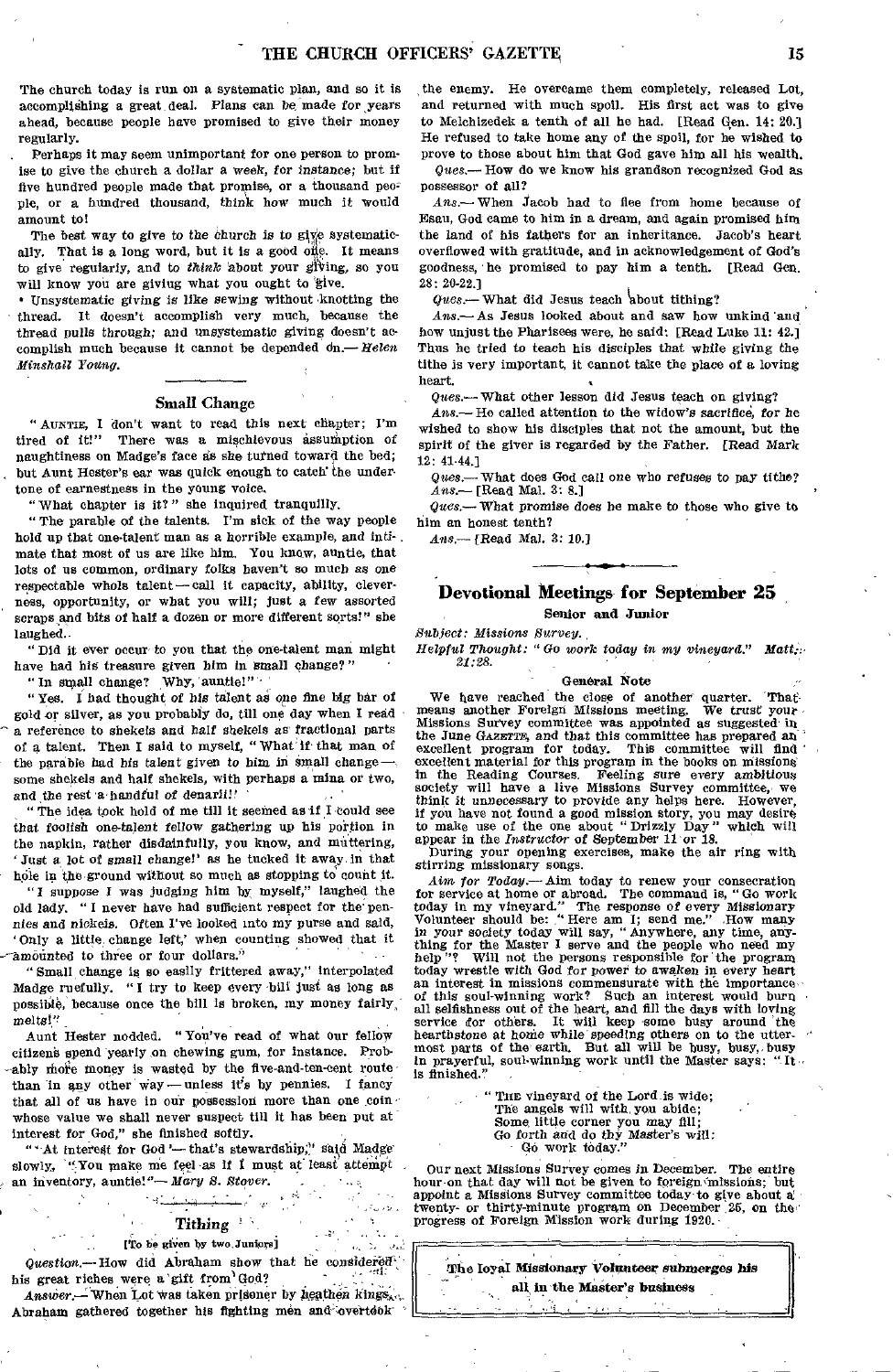The church today is run on a systematic plan, and so it is accomplishing a great deal. Plans can be made for years ahead, because people have promised to give their money regularly.

Perhaps it may seem unimportant for one person to promise to give the church a dollar a week, for instance; but if five hundred people made that promise, or a thousand people, or a hundred thousand, think how much it would amount to!

The best way to give to the church is to give systematically. That is a long word, but it is a good one. It means to give regularly, and to *think* about your giving, so you will know you are giving what you ought to give.

Unsystematic giving is like sewing without knotting the thread. It doesn't accomplish very much, because the thread pulls through; and unsystematic giving doesn't accomplish much because it cannot be depended on.— *Helen Minshall Young.*

### Small Change

"AUNTIE, I don't want to read this next chapter; I'm tired of it!" There was a mischievous assumption of naughtiness on Madge's face as she turned toward the bed; but Aunt Hester's ear was quick enough to catch the undertone of earnestness in the young voice.

"What chapter is it?" she inquired tranquilly.

"The parable of the talents. I'm sick of the way people hold up that one-talent man as a horrible example, and intimate that most of us are like him. You know, auntie, that lots of us common, ordinary folks haven't so much as one respectable whole talent — call it capacity, ability, cleverness, opportunity, or what you will; just a few assorted scraps and bits of half a dozen or more different sorts!" she laughed.

"Did it ever occur to you that the one-talent man might have had his treasure given him in small change?"

"In small change? Why, auntie!"

"Yes. I had thought of his talent as one fine big bar of gold or silver, as you probably do, till one day when I read a reference to shekels and half shekels as fractional parts of a talent. Then I said to myself, 'What if that man of the parable had his talent given to him in small change — some shekels and half shekels, with perhaps a mina or two, and the rest a handful of denarii!'

"The idea took hold of me till it seemed as if I could see that foolish one-talent fellow gathering up his portion in the napkin, rather disdainfully, you know, and muttering, 'Just a lot of small change!' as he tucked it away in that hole in the ground without so much as stopping to count it.

"I suppose I was judging him by myself," laughed the old lady. "I never have had sufficient respect for the pennies and nickels. Often I've looked into my purse and said, 'Only a little change left,' when counting showed that it amounted to three or four dollars."

"Small change is so easily frittered away," interpolated Madge ruefully. "I try to keep every bill just as long as possible, because once the bill is broken, my money fairly melts!"

Aunt Hester nodded. "You've read of what our fellow citizens spend yearly on chewing gum, for instance. Probably more money is wasted by the five-and-ten-cent route than in any other way — unless it's by pennies. I fancy that all of us have in our possession more than one coin whose value we shall never suspect till it has been put at interest for God," she finished softly.

"'At interest for God'— that's stewardship," said Madge slowly. "You make me feel as if I must at least attempt an inventory, auntie!"— *Mary S. Stover.*

### Tithing

[To be given by two Juniors]

*Question.*— How did Abraham show that he considered his great riches were a gift from God?

*Answer.*— When Lot was taken prisoner by heathen kings, Abraham gathered together his fighting men and overtook the enemy. He overcame them completely, released Lot, and returned with much spoil. His first act was to give to Melchizedek a tenth of all he had. [Read Gen. 14: 20.] He refused to take home any of the spoil, for he wished to prove to those about him that God gave him all his wealth.

*Ques.*— How do we know his grandson recognized God as possessor of all?

*Ans.*— When Jacob had to flee from home because of Esau, God came to him in a dream, and again promised him the land of his fathers for an inheritance. Jacob's heart overflowed with gratitude, and in acknowledgement of God's goodness, he promised to pay him a tenth. [Read Gen. 28: 20-22.]

*Ques.*— What did Jesus teach about tithing?

*Ans.*— As Jesus looked about and saw how unkind and how unjust the Pharisees were, he said: [Read Luke 11: 42.] Thus he tried to teach his disciples that while giving the tithe is very important, it cannot take the place of a loving heart.

*Ques.*— What other lesson did Jesus teach on giving?

*Ans.*— He called attention to the widow's sacrifice, for he wished to show his disciples that not the amount, but the spirit of the giver is regarded by the Father. [Read Mark 12: 41-44.]

*Ques.*— What does God call one who refuses to pay tithe?

*Ans.*— [Read Mal. 3: 8.]

*Ques.*— What promise does he make to those who give to him an honest tenth?

*Ans.*— [Read Mal. 3: 10.]

## Devotional Meetings for September 25

**Senior and Junior**

*Subject: Missions Survey.*

*Helpful Thought: "Go work today in my vineyard." Matt. 21:28.*

#### General Note

We have reached the close of another quarter. That means another Foreign Missions meeting. We trust your Missions Survey committee was appointed as suggested in the June GAZETTE, and that this committee has prepared an excellent program for today. This committee will find excellent material for this program in the books on missions in the Reading Courses. Feeling sure every ambitious society will have a live Missions Survey committee, we think it unnecessary to provide any helps here. However, if you have not found a good mission story, you may desire to make use of the one about "Drizzly Day" which will appear in the *Instructor* of September 11 or 18.

During your opening exercises, make the air ring with stirring missionary songs.

*Aim for Today.*— Aim today to renew your consecration for service at home or abroad. The command is, "Go work today in my vineyard." The response of every Missionary Volunteer should be: "Here am I; send me." How many in your society today will say, "Anywhere, any time, anything for the Master I serve and the people who need my help"? Will not the persons responsible for the program today wrestle with God for power to awaken in every heart an interest in missions commensurate with the importance of this soul-winning work? Such an interest would burn all selfishness out of the heart, and fill the days with loving service for others. It will keep some busy around the hearthstone at home while speeding others on to the uttermost parts of the earth. But all will be busy, busy, busy in prayerful, soul-winning work until the Master says: "It is finished."

> "THE vineyard of the Lord is wide;
> The angels will with you abide;
> Some little corner you may fill;
> Go forth and do thy Master's will;
> Go work today."

Our next Missions Survey comes in December. The entire hour on that day will not be given to foreign missions; but appoint a Missions Survey committee today to give about a twenty- or thirty-minute program on December 25, on the progress of Foreign Mission work during 1920.

**The loyal Missionary Volunteer submerges his all in the Master's business**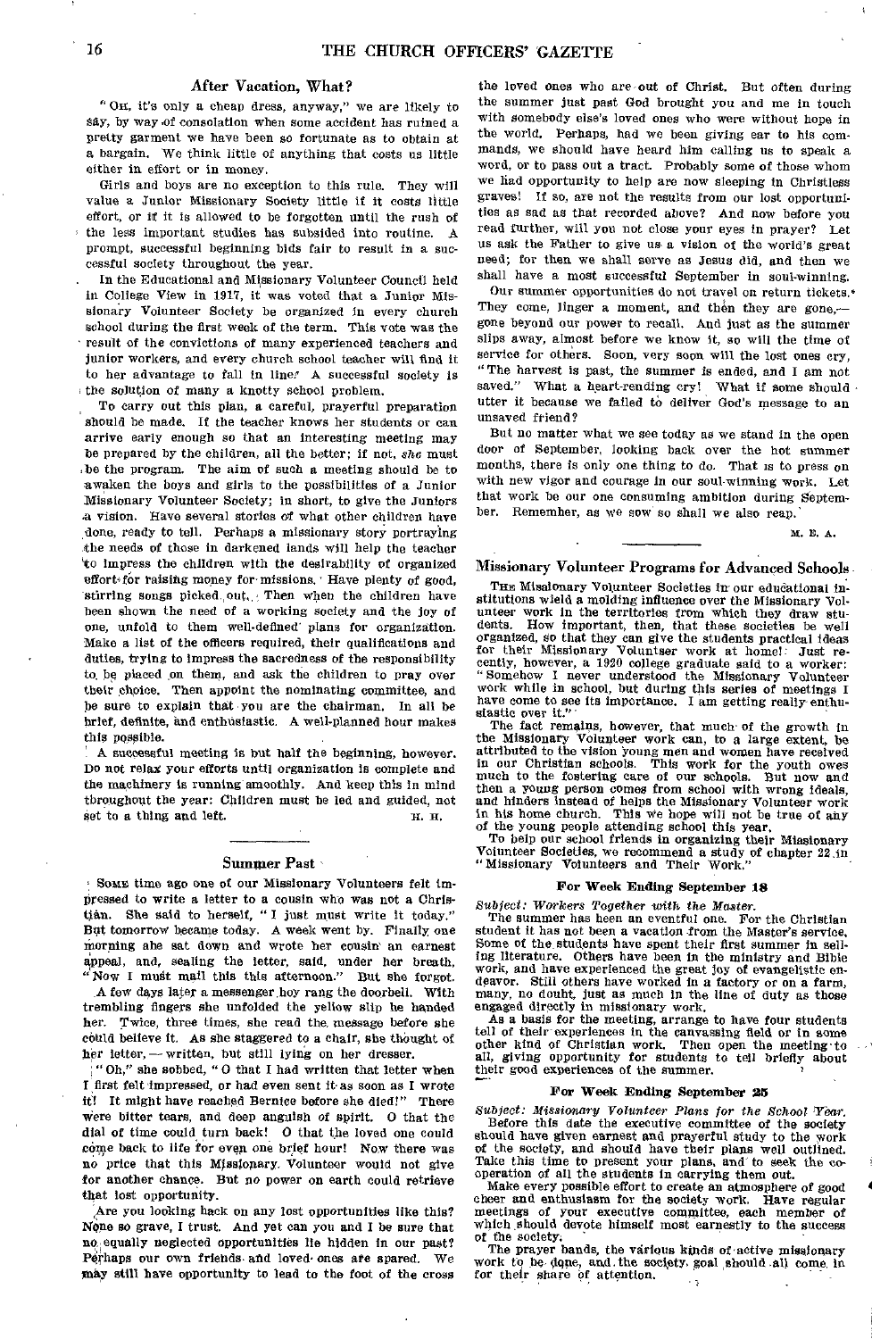## After Vacation, What?

"Oh, it's only a cheap dress, anyway," we are likely to say, by way of consolation when some accident has ruined a pretty garment we have been so fortunate as to obtain at a bargain. We think little of anything that costs us little either in effort or in money.

Girls and boys are no exception to this rule. They will value a Junior Missionary Society little if it costs little effort, or if it is allowed to be forgotten until the rush of the less important studies has subsided into routine. A prompt, successful beginning bids fair to result in a successful society throughout the year.

In the Educational and Missionary Volunteer Council held in College View in 1917, it was voted that a Junior Missionary Volunteer Society be organized in every church school during the first week of the term. This vote was the result of the convictions of many experienced teachers and junior workers, and every church school teacher will find it to her advantage to fall in line. A successful society is the solution of many a knotty school problem.

To carry out this plan, a careful, prayerful preparation should be made. If the teacher knows her students or can arrive early enough so that an interesting meeting may be prepared by the children, all the better; if not, *she* must be the program. The aim of such a meeting should be to awaken the boys and girls to the possibilities of a Junior Missionary Volunteer Society; in short, to give the Juniors a vision. Have several stories of what other children have done, ready to tell. Perhaps a missionary story portraying the needs of those in darkened lands will help the teacher to impress the children with the desirability of organized effort for raising money for missions. Have plenty of good, stirring songs picked out. Then when the children have been shown the need of a working society and the joy of one, unfold to them well-defined plans for organization. Make a list of the officers required, their qualifications and duties, trying to impress the sacredness of the responsibility to be placed on them, and ask the children to pray over their choice. Then appoint the nominating committee, and be sure to explain that you are the chairman. In all be brief, definite, and enthusiastic. A well-planned hour makes this possible.

A successful meeting is but half the beginning, however. Do not relax your efforts until organization is complete and the machinery is running smoothly. And keep this in mind throughout the year: Children must be led and guided, not set to a thing and left.

H. H.

## Summer Past

Some time ago one of our Missionary Volunteers felt impressed to write a letter to a cousin who was not a Christian. She said to herself, "I just must write it today." But tomorrow became today. A week went by. Finally one morning she sat down and wrote her cousin an earnest appeal, and, sealing the letter, said, under her breath, "Now I must mail this this afternoon." But she forgot.

A few days later a messenger boy rang the doorbell. With trembling fingers she unfolded the yellow slip he handed her. Twice, three times, she read the message before she could believe it. As she staggered to a chair, she thought of her letter, — written, but still lying on her dresser.

"Oh," she sobbed, "O that I had written that letter when I first felt impressed, or had even sent it as soon as I wrote it! It might have reached Bernice before she died!" There were bitter tears, and deep anguish of spirit. O that the dial of time could turn back! O that the loved one could come back to life for even one brief hour! Now there was no price that this Missionary Volunteer would not give for another chance. But no power on earth could retrieve that lost opportunity.

Are you looking back on any lost opportunities like this? None so grave, I trust. And yet can you and I be sure that no equally neglected opportunities lie hidden in our past? Perhaps our own friends and loved ones are spared. We may still have opportunity to lead to the foot of the cross the loved ones who are out of Christ. But often during the summer just past God brought you and me in touch with somebody else's loved ones who were without hope in the world. Perhaps, had we been giving ear to his commands, we should have heard him calling us to speak a word, or to pass out a tract. Probably some of those whom we had opportunity to help are now sleeping in Christless graves! If so, are not the results from our lost opportunities as sad as that recorded above? And now before you read further, will you not close your eyes in prayer? Let us ask the Father to give us a vision of the world's great need; for then we shall serve as Jesus did, and then we shall have a most successful September in soul-winning.

Our summer opportunities do not travel on return tickets. They come, linger a moment, and then they are gone,— gone beyond our power to recall. And just as the summer slips away, almost before we know it, so will the time of service for others. Soon, very soon will the lost ones cry, "The harvest is past, the summer is ended, and I am not saved." What a heart-rending cry! What if some should utter it because we failed to deliver God's message to an unsaved friend?

But no matter what we see today as we stand in the open door of September, looking back over the hot summer months, there is only one thing to do. That is to press on with new vigor and courage in our soul-winning work. Let that work be our one consuming ambition during September. Remember, as we sow so shall we also reap.

M. E. A.

## Missionary Volunteer Programs for Advanced Schools

The Missionary Volunteer Societies in our educational institutions wield a molding influence over the Missionary Volunteer work in the territories from which they draw students. How important, then, that these societies be well organized, so that they can give the students practical ideas for their Missionary Volunteer work at home! Just recently, however, a 1920 college graduate said to a worker: "Somehow I never understood the Missionary Volunteer work while in school, but during this series of meetings I have come to see its importance. I am getting really enthusiastic over it."

The fact remains, however, that much of the growth in the Missionary Volunteer work can, to a large extent, be attributed to the vision young men and women have received in our Christian schools. This work for the youth owes much to the fostering care of our schools. But now and then a young person comes from school with wrong ideals, and hinders instead of helps the Missionary Volunteer work in his home church. This we hope will not be true of any of the young people attending school this year.

To help our school friends in organizing their Missionary Volunteer Societies, we recommend a study of chapter 22 in "Missionary Volunteers and Their Work."

### For Week Ending September 18

*Subject: Workers Together with the Master.*

The summer has been an eventful one. For the Christian student it has not been a vacation from the Master's service. Some of the students have spent their first summer in selling literature. Others have been in the ministry and Bible work, and have experienced the great joy of evangelistic endeavor. Still others have worked in a factory or on a farm, many, no doubt, just as much in the line of duty as those engaged directly in missionary work.

As a basis for the meeting, arrange to have four students tell of their experiences in the canvassing field or in some other kind of Christian work. Then open the meeting to all, giving opportunity for students to tell briefly about their good experiences of the summer.

### For Week Ending September 25

*Subject: Missionary Volunteer Plans for the School Year.*

Before this date the executive committee of the society should have given earnest and prayerful study to the work of the society, and should have their plans well outlined. Take this time to present your plans, and to seek the co-operation of all the students in carrying them out.

Make every possible effort to create an atmosphere of good cheer and enthusiasm for the society work. Have regular meetings of your executive committee, each member of which should devote himself most earnestly to the success of the society.

The prayer bands, the various kinds of active missionary work to be done, and the society goal should all come in for their share of attention.